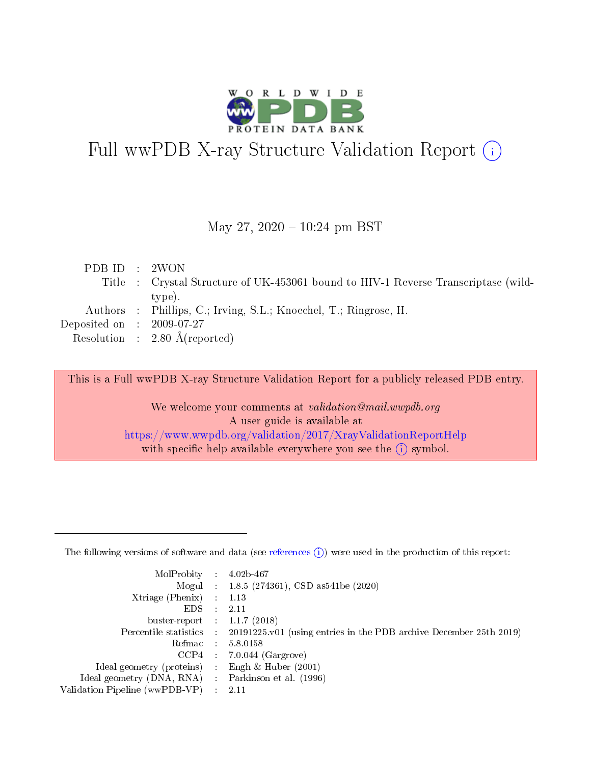# Full wwPDB X-ray Structure Validation Report (i)

May 27, 2020 – 10:24 pm BST

| | | |
|---|---|---|
| PDB ID | : | 2WON |
| Title | : | Crystal Structure of UK-453061 bound to HIV-1 Reverse Transcriptase (wild-type). |
| Authors | : | Phillips, C.; Irving, S.L.; Knoechel, T.; Ringrose, H. |
| Deposited on | : | 2009-07-27 |
| Resolution | : | 2.80 Å(reported) |

This is a Full wwPDB X-ray Structure Validation Report for a publicly released PDB entry.

We welcome your comments at *validation@mail.wwpdb.org*
A user guide is available at
https://www.wwpdb.org/validation/2017/XrayValidationReportHelp
with specific help available everywhere you see the (i) symbol.

---

The following versions of software and data (see references (i)) were used in the production of this report:

| | | |
|---|---|---|
| MolProbity | : | 4.02b-467 |
| Mogul | : | 1.8.5 (274361), CSD as541be (2020) |
| Xtriage (Phenix) | : | 1.13 |
| EDS | : | 2.11 |
| buster-report | : | 1.1.7 (2018) |
| Percentile statistics | : | 20191225.v01 (using entries in the PDB archive December 25th 2019) |
| Refmac | : | 5.8.0158 |
| CCP4 | : | 7.0.044 (Gargrove) |
| Ideal geometry (proteins) | : | Engh & Huber (2001) |
| Ideal geometry (DNA, RNA) | : | Parkinson et al. (1996) |
| Validation Pipeline (wwPDB-VP) | : | 2.11 |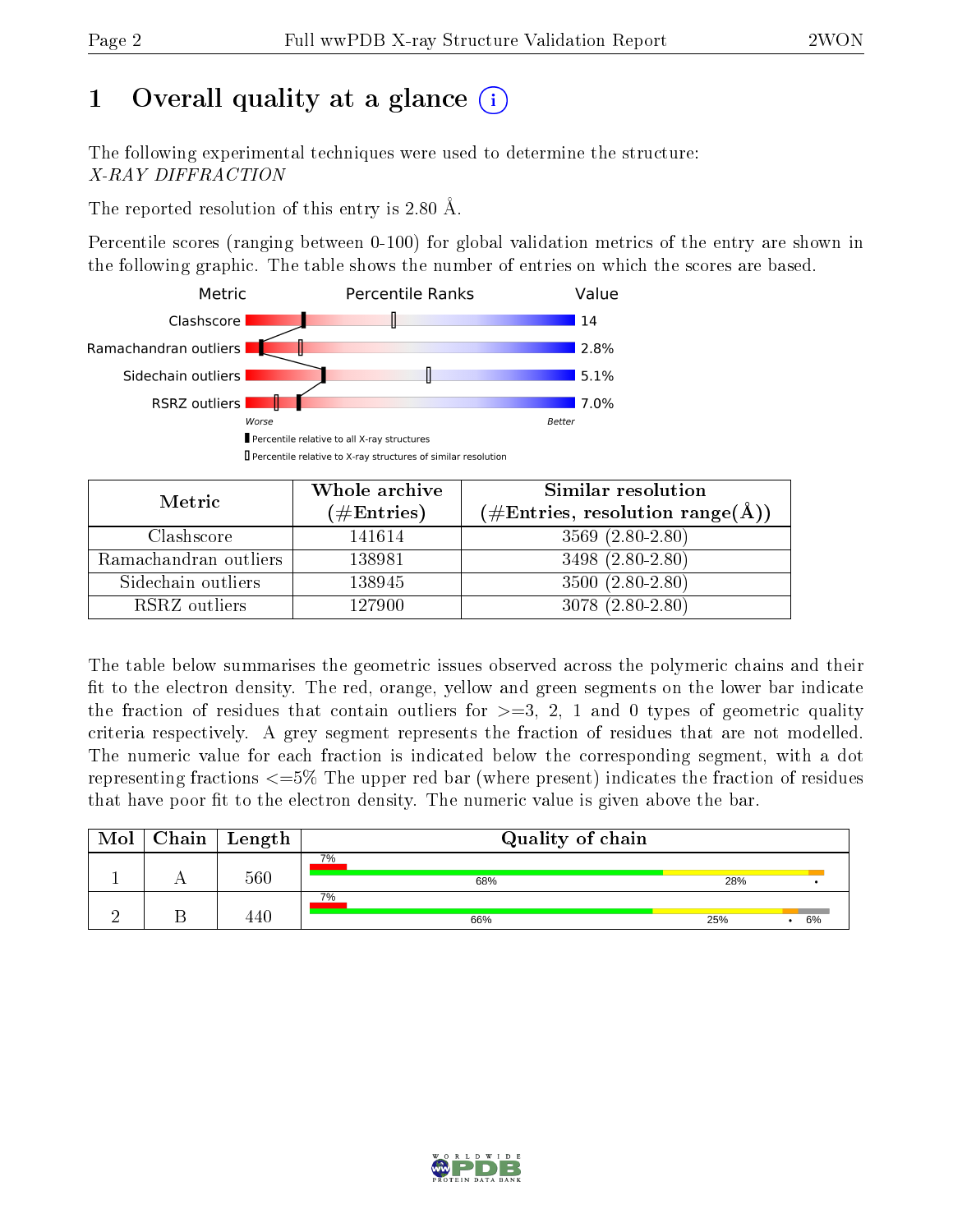# 1 Overall quality at a glance

The following experimental techniques were used to determine the structure:
*X-RAY DIFFRACTION*

The reported resolution of this entry is 2.80 Å.

Percentile scores (ranging between 0-100) for global validation metrics of the entry are shown in the following graphic. The table shows the number of entries on which the scores are based.

| Metric | Value |
|---|---|
| Clashscore | 14 |
| Ramachandran outliers | 2.8% |
| Sidechain outliers | 5.1% |
| RSRZ outliers | 7.0% |

Worse — Better

▮ Percentile relative to all X-ray structures
▯ Percentile relative to X-ray structures of similar resolution

| Metric | Whole archive (#Entries) | Similar resolution (#Entries, resolution range(Å)) |
|---|---|---|
| Clashscore | 141614 | 3569 (2.80-2.80) |
| Ramachandran outliers | 138981 | 3498 (2.80-2.80) |
| Sidechain outliers | 138945 | 3500 (2.80-2.80) |
| RSRZ outliers | 127900 | 3078 (2.80-2.80) |

The table below summarises the geometric issues observed across the polymeric chains and their fit to the electron density. The red, orange, yellow and green segments on the lower bar indicate the fraction of residues that contain outliers for >=3, 2, 1 and 0 types of geometric quality criteria respectively. A grey segment represents the fraction of residues that are not modelled. The numeric value for each fraction is indicated below the corresponding segment, with a dot representing fractions <=5% The upper red bar (where present) indicates the fraction of residues that have poor fit to the electron density. The numeric value is given above the bar.

| Mol | Chain | Length | Quality of chain |
|---|---|---|---|
| 1 | A | 560 | 7% (poor fit); 68% green, 28% yellow, • orange |
| 2 | B | 440 | 7% (poor fit); 66% green, 25% yellow, • orange, 6% grey |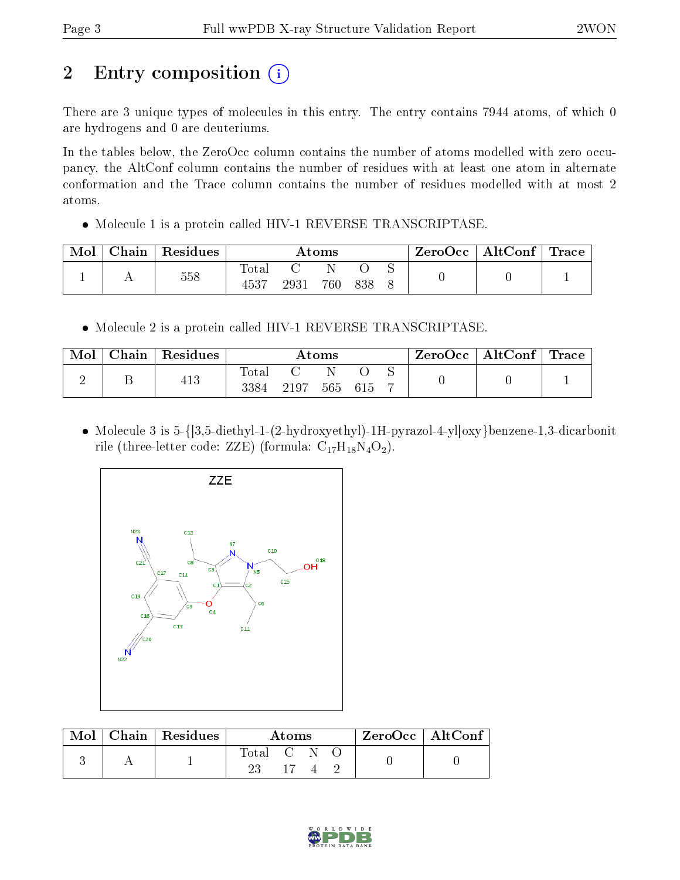# 2 Entry composition

There are 3 unique types of molecules in this entry. The entry contains 7944 atoms, of which 0 are hydrogens and 0 are deuteriums.

In the tables below, the ZeroOcc column contains the number of atoms modelled with zero occupancy, the AltConf column contains the number of residues with at least one atom in alternate conformation and the Trace column contains the number of residues modelled with at most 2 atoms.

- Molecule 1 is a protein called HIV-1 REVERSE TRANSCRIPTASE.

| Mol | Chain | Residues | Atoms | | | | | ZeroOcc | AltConf | Trace |
|---|---|---|---|---|---|---|---|---|---|---|
| 1 | A | 558 | Total<br>4537 | C<br>2931 | N<br>760 | O<br>838 | S<br>8 | 0 | 0 | 1 |

- Molecule 2 is a protein called HIV-1 REVERSE TRANSCRIPTASE.

| Mol | Chain | Residues | Atoms | | | | | ZeroOcc | AltConf | Trace |
|---|---|---|---|---|---|---|---|---|---|---|
| 2 | B | 413 | Total<br>3384 | C<br>2197 | N<br>565 | O<br>615 | S<br>7 | 0 | 0 | 1 |

- Molecule 3 is 5-{[3,5-diethyl-1-(2-hydroxyethyl)-1H-pyrazol-4-yl]oxy}benzene-1,3-dicarbonitrile (three-letter code: ZZE) (formula: $C_{17}H_{18}N_4O_2$).

| Mol | Chain | Residues | Atoms | | | | ZeroOcc | AltConf |
|---|---|---|---|---|---|---|---|---|
| 3 | A | 1 | Total<br>23 | C<br>17 | N<br>4 | O<br>2 | 0 | 0 |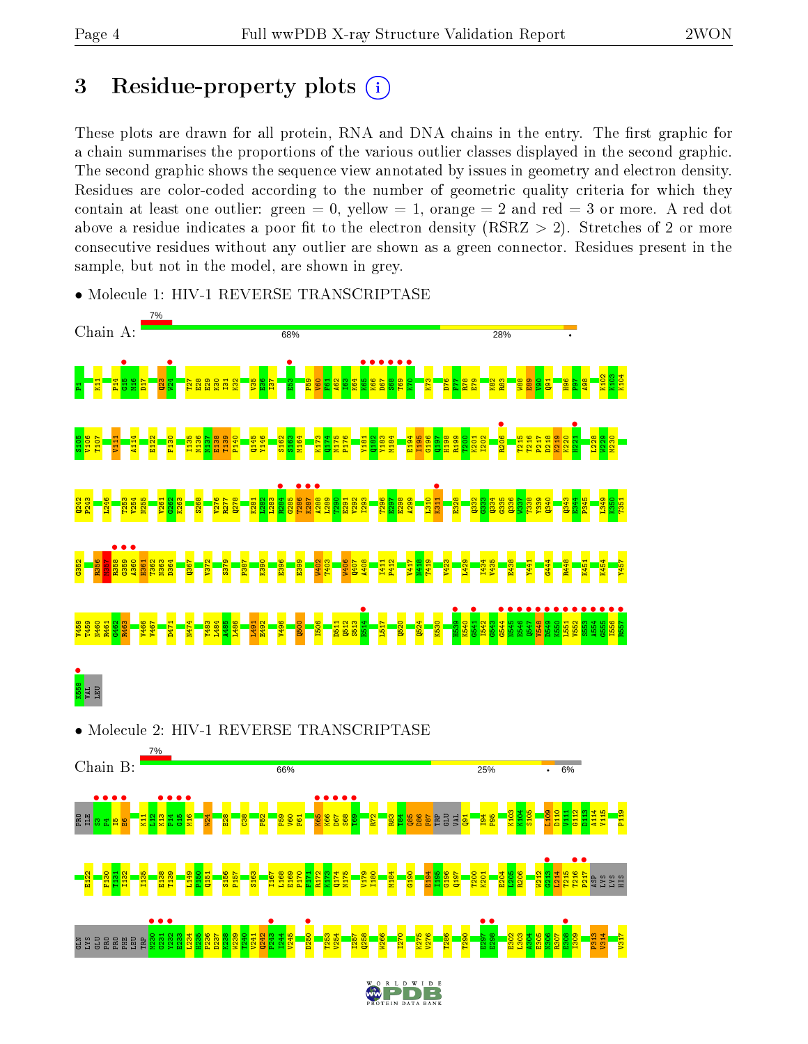# 3 Residue-property plots

These plots are drawn for all protein, RNA and DNA chains in the entry. The first graphic for a chain summarises the proportions of the various outlier classes displayed in the second graphic. The second graphic shows the sequence view annotated by issues in geometry and electron density. Residues are color-coded according to the number of geometric quality criteria for which they contain at least one outlier: green = 0, yellow = 1, orange = 2 and red = 3 or more. A red dot above a residue indicates a poor fit to the electron density (RSRZ > 2). Stretches of 2 or more consecutive residues without any outlier are shown as a green connector. Residues present in the sample, but not in the model, are shown in grey.

- Molecule 1: HIV-1 REVERSE TRANSCRIPTASE

Chain A: 7% | 68% | 28% | •

- Molecule 2: HIV-1 REVERSE TRANSCRIPTASE

Chain B: 7% | 66% | 25% | • | 6%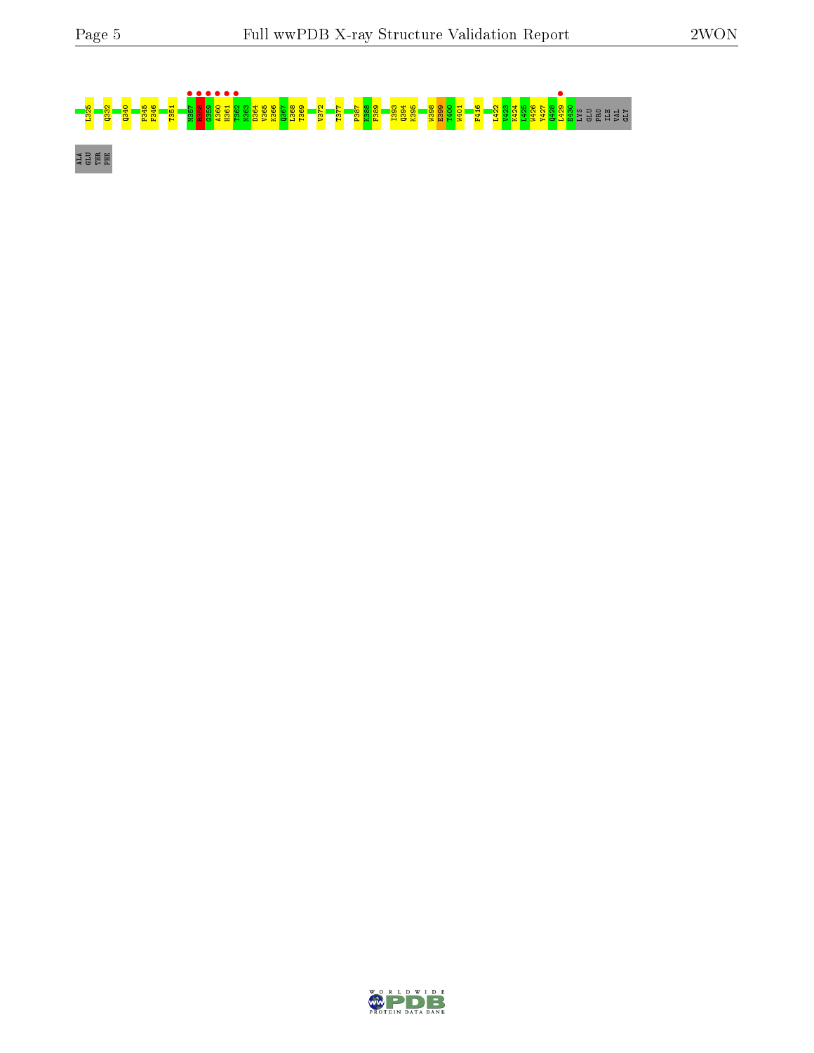L325 Q332 Q340 P345 F346 T351 M357 R358 G359 A360 H361 T362 N363 D364 V365 K366 Q367 L368 T369 V372 T377 P387 K388 F389 I393 Q394 K395 W398 E399 T400 W401 F416 L422 V423 K424 L425 W426 Y427 Q428 L429 E430 LYS GLU PRO ILE VAL GLY

ALA GLU THR PHE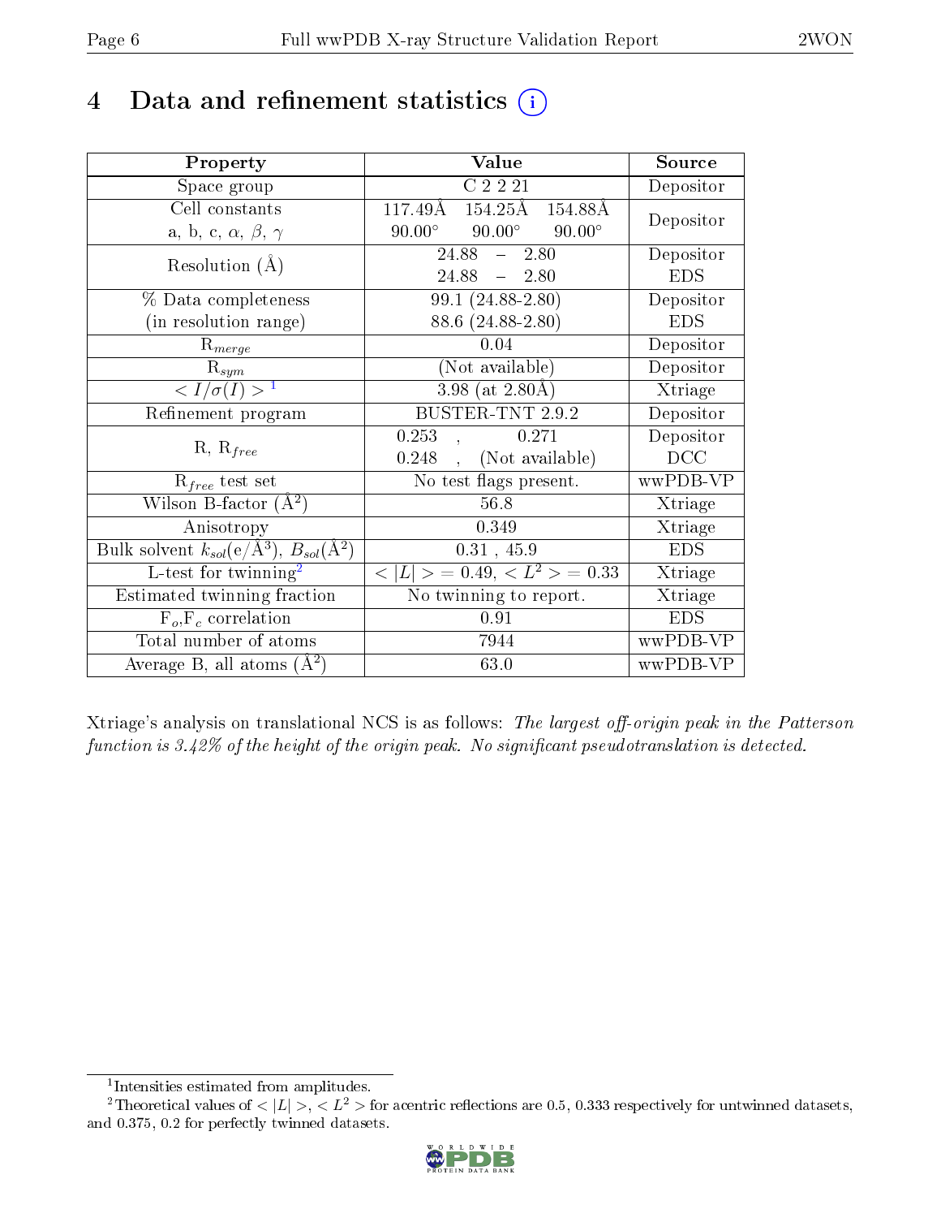# 4 Data and refinement statistics (i)

| Property | Value | Source |
|---|---|---|
| Space group | C 2 2 21 | Depositor |
| Cell constants<br>a, b, c, $\alpha$, $\beta$, $\gamma$ | 117.49Å 154.25Å 154.88Å<br>90.00° 90.00° 90.00° | Depositor |
| Resolution (Å) | 24.88 – 2.80<br>24.88 – 2.80 | Depositor<br>EDS |
| % Data completeness<br>(in resolution range) | 99.1 (24.88-2.80)<br>88.6 (24.88-2.80) | Depositor<br>EDS |
| $R_{merge}$ | 0.04 | Depositor |
| $R_{sym}$ | (Not available) | Depositor |
| $< I/\sigma(I) >$ [1] | 3.98 (at 2.80Å) | Xtriage |
| Refinement program | BUSTER-TNT 2.9.2 | Depositor |
| R, $R_{free}$ | 0.253 , 0.271<br>0.248 , (Not available) | Depositor<br>DCC |
| $R_{free}$ test set | No test flags present. | wwPDB-VP |
| Wilson B-factor (Å$^2$) | 56.8 | Xtriage |
| Anisotropy | 0.349 | Xtriage |
| Bulk solvent $k_{sol}$(e/Å$^3$), $B_{sol}$(Å$^2$) | 0.31 , 45.9 | EDS |
| L-test for twinning[2] | $< \|L\| >$ = 0.49, $< L^2 >$ = 0.33 | Xtriage |
| Estimated twinning fraction | No twinning to report. | Xtriage |
| $F_o$,$F_c$ correlation | 0.91 | EDS |
| Total number of atoms | 7944 | wwPDB-VP |
| Average B, all atoms (Å$^2$) | 63.0 | wwPDB-VP |

Xtriage's analysis on translational NCS is as follows: *The largest off-origin peak in the Patterson function is 3.42% of the height of the origin peak. No significant pseudotranslation is detected.*

[1] Intensities estimated from amplitudes.

[2] Theoretical values of $< |L| >$, $< L^2 >$ for acentric reflections are 0.5, 0.333 respectively for untwinned datasets, and 0.375, 0.2 for perfectly twinned datasets.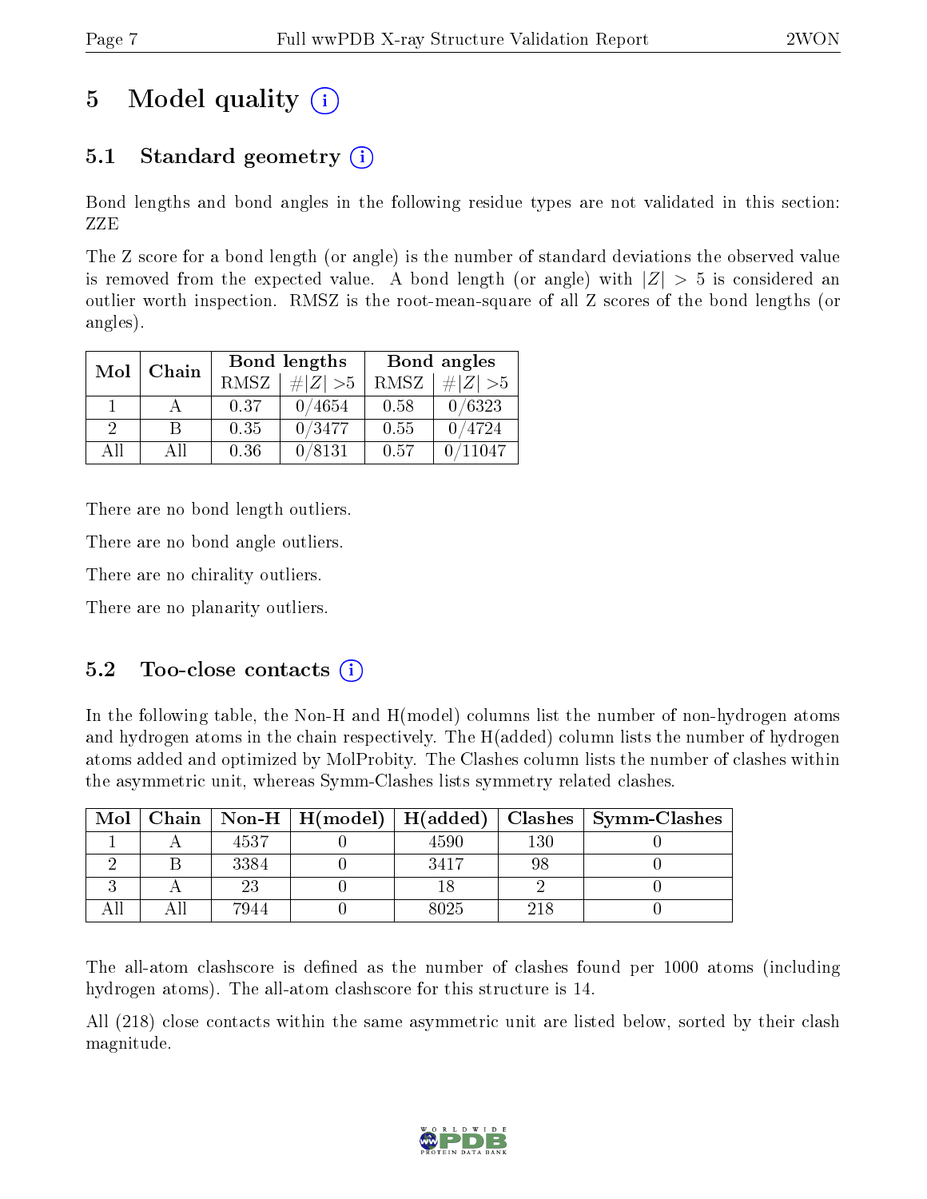# 5 Model quality

## 5.1 Standard geometry

Bond lengths and bond angles in the following residue types are not validated in this section: ZZE

The Z score for a bond length (or angle) is the number of standard deviations the observed value is removed from the expected value. A bond length (or angle) with $|Z| > 5$ is considered an outlier worth inspection. RMSZ is the root-mean-square of all Z scores of the bond lengths (or angles).

| Mol | Chain | Bond lengths | | Bond angles | |
|---|---|---|---|---|---|
| | | RMSZ | #$\|Z\|$ >5 | RMSZ | #$\|Z\|$ >5 |
| 1 | A | 0.37 | 0/4654 | 0.58 | 0/6323 |
| 2 | B | 0.35 | 0/3477 | 0.55 | 0/4724 |
| All | All | 0.36 | 0/8131 | 0.57 | 0/11047 |

There are no bond length outliers.

There are no bond angle outliers.

There are no chirality outliers.

There are no planarity outliers.

## 5.2 Too-close contacts

In the following table, the Non-H and H(model) columns list the number of non-hydrogen atoms and hydrogen atoms in the chain respectively. The H(added) column lists the number of hydrogen atoms added and optimized by MolProbity. The Clashes column lists the number of clashes within the asymmetric unit, whereas Symm-Clashes lists symmetry related clashes.

| Mol | Chain | Non-H | H(model) | H(added) | Clashes | Symm-Clashes |
|---|---|---|---|---|---|---|
| 1 | A | 4537 | 0 | 4590 | 130 | 0 |
| 2 | B | 3384 | 0 | 3417 | 98 | 0 |
| 3 | A | 23 | 0 | 18 | 2 | 0 |
| All | All | 7944 | 0 | 8025 | 218 | 0 |

The all-atom clashscore is defined as the number of clashes found per 1000 atoms (including hydrogen atoms). The all-atom clashscore for this structure is 14.

All (218) close contacts within the same asymmetric unit are listed below, sorted by their clash magnitude.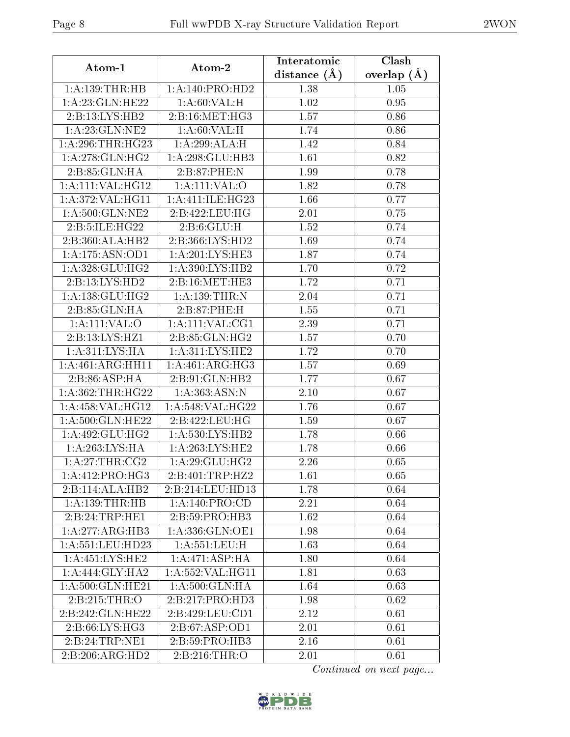| Atom-1 | Atom-2 | Interatomic distance (Å) | Clash overlap (Å) |
| --- | --- | --- | --- |
| 1:A:139:THR:HB | 1:A:140:PRO:HD2 | 1.38 | 1.05 |
| 1:A:23:GLN:HE22 | 1:A:60:VAL:H | 1.02 | 0.95 |
| 2:B:13:LYS:HB2 | 2:B:16:MET:HG3 | 1.57 | 0.86 |
| 1:A:23:GLN:NE2 | 1:A:60:VAL:H | 1.74 | 0.86 |
| 1:A:296:THR:HG23 | 1:A:299:ALA:H | 1.42 | 0.84 |
| 1:A:278:GLN:HG2 | 1:A:298:GLU:HB3 | 1.61 | 0.82 |
| 2:B:85:GLN:HA | 2:B:87:PHE:N | 1.99 | 0.78 |
| 1:A:111:VAL:HG12 | 1:A:111:VAL:O | 1.82 | 0.78 |
| 1:A:372:VAL:HG11 | 1:A:411:ILE:HG23 | 1.66 | 0.77 |
| 1:A:500:GLN:NE2 | 2:B:422:LEU:HG | 2.01 | 0.75 |
| 2:B:5:ILE:HG22 | 2:B:6:GLU:H | 1.52 | 0.74 |
| 2:B:360:ALA:HB2 | 2:B:366:LYS:HD2 | 1.69 | 0.74 |
| 1:A:175:ASN:OD1 | 1:A:201:LYS:HE3 | 1.87 | 0.74 |
| 1:A:328:GLU:HG2 | 1:A:390:LYS:HB2 | 1.70 | 0.72 |
| 2:B:13:LYS:HD2 | 2:B:16:MET:HE3 | 1.72 | 0.71 |
| 1:A:138:GLU:HG2 | 1:A:139:THR:N | 2.04 | 0.71 |
| 2:B:85:GLN:HA | 2:B:87:PHE:H | 1.55 | 0.71 |
| 1:A:111:VAL:O | 1:A:111:VAL:CG1 | 2.39 | 0.71 |
| 2:B:13:LYS:HZ1 | 2:B:85:GLN:HG2 | 1.57 | 0.70 |
| 1:A:311:LYS:HA | 1:A:311:LYS:HE2 | 1.72 | 0.70 |
| 1:A:461:ARG:HH11 | 1:A:461:ARG:HG3 | 1.57 | 0.69 |
| 2:B:86:ASP:HA | 2:B:91:GLN:HB2 | 1.77 | 0.67 |
| 1:A:362:THR:HG22 | 1:A:363:ASN:N | 2.10 | 0.67 |
| 1:A:458:VAL:HG12 | 1:A:548:VAL:HG22 | 1.76 | 0.67 |
| 1:A:500:GLN:HE22 | 2:B:422:LEU:HG | 1.59 | 0.67 |
| 1:A:492:GLU:HG2 | 1:A:530:LYS:HB2 | 1.78 | 0.66 |
| 1:A:263:LYS:HA | 1:A:263:LYS:HE2 | 1.78 | 0.66 |
| 1:A:27:THR:CG2 | 1:A:29:GLU:HG2 | 2.26 | 0.65 |
| 1:A:412:PRO:HG3 | 2:B:401:TRP:HZ2 | 1.61 | 0.65 |
| 2:B:114:ALA:HB2 | 2:B:214:LEU:HD13 | 1.78 | 0.64 |
| 1:A:139:THR:HB | 1:A:140:PRO:CD | 2.21 | 0.64 |
| 2:B:24:TRP:HE1 | 2:B:59:PRO:HB3 | 1.62 | 0.64 |
| 1:A:277:ARG:HB3 | 1:A:336:GLN:OE1 | 1.98 | 0.64 |
| 1:A:551:LEU:HD23 | 1:A:551:LEU:H | 1.63 | 0.64 |
| 1:A:451:LYS:HE2 | 1:A:471:ASP:HA | 1.80 | 0.64 |
| 1:A:444:GLY:HA2 | 1:A:552:VAL:HG11 | 1.81 | 0.63 |
| 1:A:500:GLN:HE21 | 1:A:500:GLN:HA | 1.64 | 0.63 |
| 2:B:215:THR:O | 2:B:217:PRO:HD3 | 1.98 | 0.62 |
| 2:B:242:GLN:HE22 | 2:B:429:LEU:CD1 | 2.12 | 0.61 |
| 2:B:66:LYS:HG3 | 2:B:67:ASP:OD1 | 2.01 | 0.61 |
| 2:B:24:TRP:NE1 | 2:B:59:PRO:HB3 | 2.16 | 0.61 |
| 2:B:206:ARG:HD2 | 2:B:216:THR:O | 2.01 | 0.61 |

*Continued on next page...*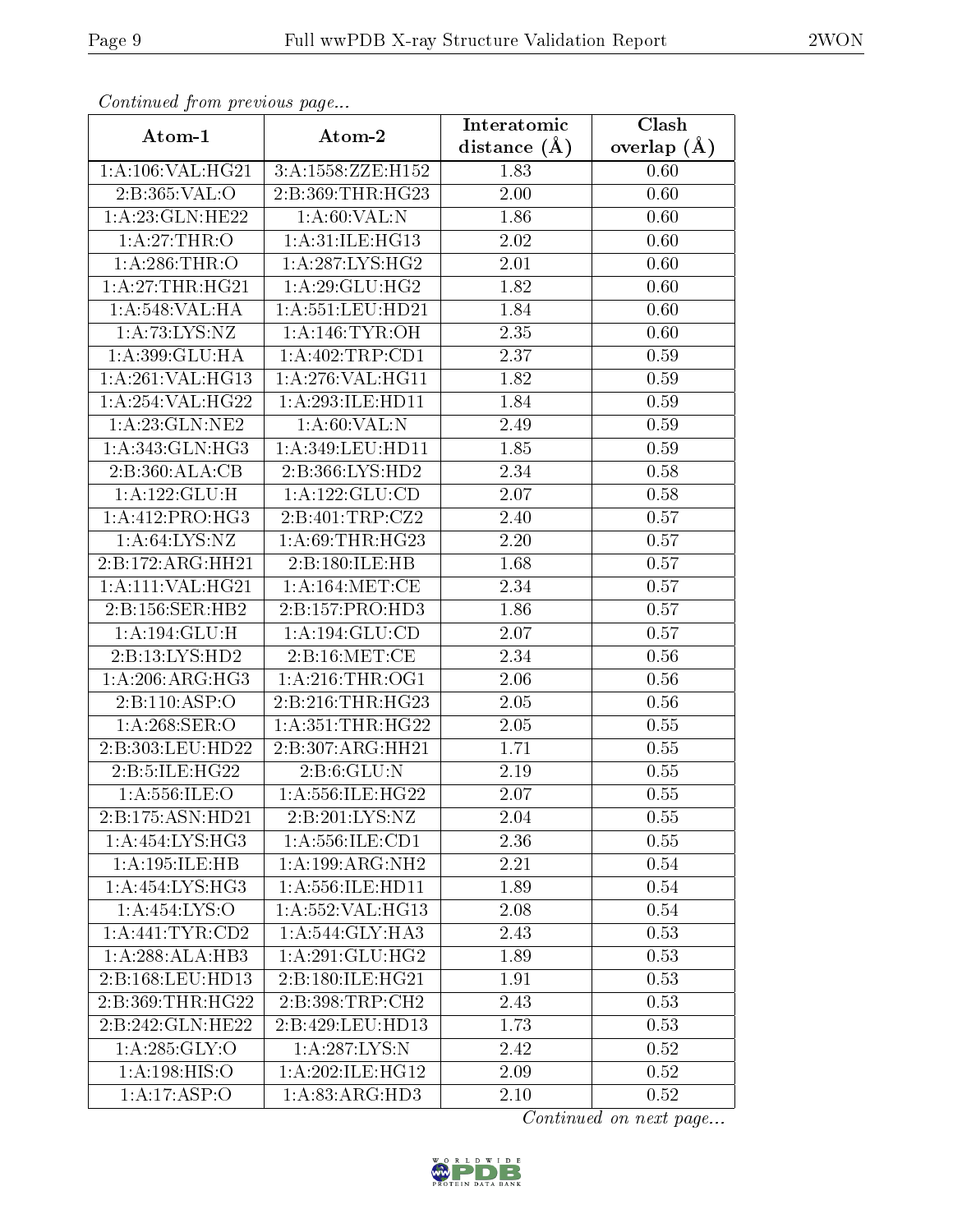*Continued from previous page...*

| Atom-1 | Atom-2 | Interatomic distance (Å) | Clash overlap (Å) |
|---|---|---|---|
| 1:A:106:VAL:HG21 | 3:A:1558:ZZE:H152 | 1.83 | 0.60 |
| 2:B:365:VAL:O | 2:B:369:THR:HG23 | 2.00 | 0.60 |
| 1:A:23:GLN:HE22 | 1:A:60:VAL:N | 1.86 | 0.60 |
| 1:A:27:THR:O | 1:A:31:ILE:HG13 | 2.02 | 0.60 |
| 1:A:286:THR:O | 1:A:287:LYS:HG2 | 2.01 | 0.60 |
| 1:A:27:THR:HG21 | 1:A:29:GLU:HG2 | 1.82 | 0.60 |
| 1:A:548:VAL:HA | 1:A:551:LEU:HD21 | 1.84 | 0.60 |
| 1:A:73:LYS:NZ | 1:A:146:TYR:OH | 2.35 | 0.60 |
| 1:A:399:GLU:HA | 1:A:402:TRP:CD1 | 2.37 | 0.59 |
| 1:A:261:VAL:HG13 | 1:A:276:VAL:HG11 | 1.82 | 0.59 |
| 1:A:254:VAL:HG22 | 1:A:293:ILE:HD11 | 1.84 | 0.59 |
| 1:A:23:GLN:NE2 | 1:A:60:VAL:N | 2.49 | 0.59 |
| 1:A:343:GLN:HG3 | 1:A:349:LEU:HD11 | 1.85 | 0.59 |
| 2:B:360:ALA:CB | 2:B:366:LYS:HD2 | 2.34 | 0.58 |
| 1:A:122:GLU:H | 1:A:122:GLU:CD | 2.07 | 0.58 |
| 1:A:412:PRO:HG3 | 2:B:401:TRP:CZ2 | 2.40 | 0.57 |
| 1:A:64:LYS:NZ | 1:A:69:THR:HG23 | 2.20 | 0.57 |
| 2:B:172:ARG:HH21 | 2:B:180:ILE:HB | 1.68 | 0.57 |
| 1:A:111:VAL:HG21 | 1:A:164:MET:CE | 2.34 | 0.57 |
| 2:B:156:SER:HB2 | 2:B:157:PRO:HD3 | 1.86 | 0.57 |
| 1:A:194:GLU:H | 1:A:194:GLU:CD | 2.07 | 0.57 |
| 2:B:13:LYS:HD2 | 2:B:16:MET:CE | 2.34 | 0.56 |
| 1:A:206:ARG:HG3 | 1:A:216:THR:OG1 | 2.06 | 0.56 |
| 2:B:110:ASP:O | 2:B:216:THR:HG23 | 2.05 | 0.56 |
| 1:A:268:SER:O | 1:A:351:THR:HG22 | 2.05 | 0.55 |
| 2:B:303:LEU:HD22 | 2:B:307:ARG:HH21 | 1.71 | 0.55 |
| 2:B:5:ILE:HG22 | 2:B:6:GLU:N | 2.19 | 0.55 |
| 1:A:556:ILE:O | 1:A:556:ILE:HG22 | 2.07 | 0.55 |
| 2:B:175:ASN:HD21 | 2:B:201:LYS:NZ | 2.04 | 0.55 |
| 1:A:454:LYS:HG3 | 1:A:556:ILE:CD1 | 2.36 | 0.55 |
| 1:A:195:ILE:HB | 1:A:199:ARG:NH2 | 2.21 | 0.54 |
| 1:A:454:LYS:HG3 | 1:A:556:ILE:HD11 | 1.89 | 0.54 |
| 1:A:454:LYS:O | 1:A:552:VAL:HG13 | 2.08 | 0.54 |
| 1:A:441:TYR:CD2 | 1:A:544:GLY:HA3 | 2.43 | 0.53 |
| 1:A:288:ALA:HB3 | 1:A:291:GLU:HG2 | 1.89 | 0.53 |
| 2:B:168:LEU:HD13 | 2:B:180:ILE:HG21 | 1.91 | 0.53 |
| 2:B:369:THR:HG22 | 2:B:398:TRP:CH2 | 2.43 | 0.53 |
| 2:B:242:GLN:HE22 | 2:B:429:LEU:HD13 | 1.73 | 0.53 |
| 1:A:285:GLY:O | 1:A:287:LYS:N | 2.42 | 0.52 |
| 1:A:198:HIS:O | 1:A:202:ILE:HG12 | 2.09 | 0.52 |
| 1:A:17:ASP:O | 1:A:83:ARG:HD3 | 2.10 | 0.52 |

*Continued on next page...*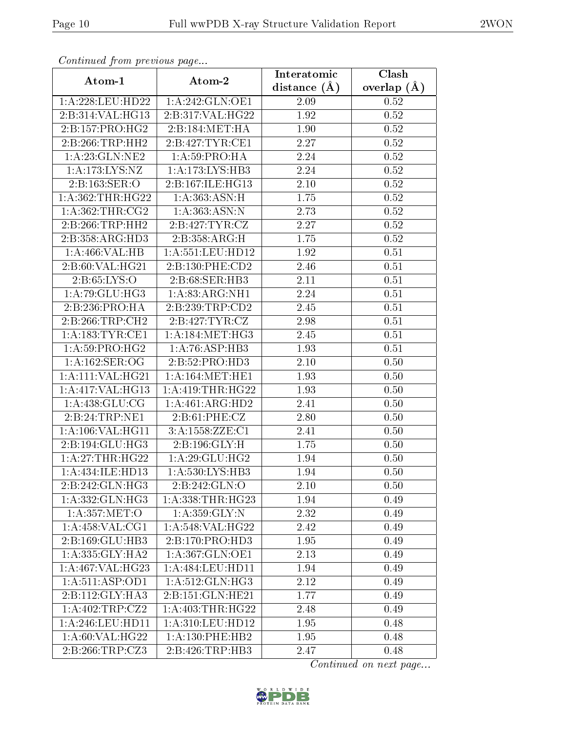*Continued from previous page...*

| Atom-1 | Atom-2 | Interatomic distance (Å) | Clash overlap (Å) |
|---|---|---|---|
| 1:A:228:LEU:HD22 | 1:A:242:GLN:OE1 | 2.09 | 0.52 |
| 2:B:314:VAL:HG13 | 2:B:317:VAL:HG22 | 1.92 | 0.52 |
| 2:B:157:PRO:HG2 | 2:B:184:MET:HA | 1.90 | 0.52 |
| 2:B:266:TRP:HH2 | 2:B:427:TYR:CE1 | 2.27 | 0.52 |
| 1:A:23:GLN:NE2 | 1:A:59:PRO:HA | 2.24 | 0.52 |
| 1:A:173:LYS:NZ | 1:A:173:LYS:HB3 | 2.24 | 0.52 |
| 2:B:163:SER:O | 2:B:167:ILE:HG13 | 2.10 | 0.52 |
| 1:A:362:THR:HG22 | 1:A:363:ASN:H | 1.75 | 0.52 |
| 1:A:362:THR:CG2 | 1:A:363:ASN:N | 2.73 | 0.52 |
| 2:B:266:TRP:HH2 | 2:B:427:TYR:CZ | 2.27 | 0.52 |
| 2:B:358:ARG:HD3 | 2:B:358:ARG:H | 1.75 | 0.52 |
| 1:A:466:VAL:HB | 1:A:551:LEU:HD12 | 1.92 | 0.51 |
| 2:B:60:VAL:HG21 | 2:B:130:PHE:CD2 | 2.46 | 0.51 |
| 2:B:65:LYS:O | 2:B:68:SER:HB3 | 2.11 | 0.51 |
| 1:A:79:GLU:HG3 | 1:A:83:ARG:NH1 | 2.24 | 0.51 |
| 2:B:236:PRO:HA | 2:B:239:TRP:CD2 | 2.45 | 0.51 |
| 2:B:266:TRP:CH2 | 2:B:427:TYR:CZ | 2.98 | 0.51 |
| 1:A:183:TYR:CE1 | 1:A:184:MET:HG3 | 2.45 | 0.51 |
| 1:A:59:PRO:HG2 | 1:A:76:ASP:HB3 | 1.93 | 0.51 |
| 1:A:162:SER:OG | 2:B:52:PRO:HD3 | 2.10 | 0.50 |
| 1:A:111:VAL:HG21 | 1:A:164:MET:HE1 | 1.93 | 0.50 |
| 1:A:417:VAL:HG13 | 1:A:419:THR:HG22 | 1.93 | 0.50 |
| 1:A:438:GLU:CG | 1:A:461:ARG:HD2 | 2.41 | 0.50 |
| 2:B:24:TRP:NE1 | 2:B:61:PHE:CZ | 2.80 | 0.50 |
| 1:A:106:VAL:HG11 | 3:A:1558:ZZE:C1 | 2.41 | 0.50 |
| 2:B:194:GLU:HG3 | 2:B:196:GLY:H | 1.75 | 0.50 |
| 1:A:27:THR:HG22 | 1:A:29:GLU:HG2 | 1.94 | 0.50 |
| 1:A:434:ILE:HD13 | 1:A:530:LYS:HB3 | 1.94 | 0.50 |
| 2:B:242:GLN:HG3 | 2:B:242:GLN:O | 2.10 | 0.50 |
| 1:A:332:GLN:HG3 | 1:A:338:THR:HG23 | 1.94 | 0.49 |
| 1:A:357:MET:O | 1:A:359:GLY:N | 2.32 | 0.49 |
| 1:A:458:VAL:CG1 | 1:A:548:VAL:HG22 | 2.42 | 0.49 |
| 2:B:169:GLU:HB3 | 2:B:170:PRO:HD3 | 1.95 | 0.49 |
| 1:A:335:GLY:HA2 | 1:A:367:GLN:OE1 | 2.13 | 0.49 |
| 1:A:467:VAL:HG23 | 1:A:484:LEU:HD11 | 1.94 | 0.49 |
| 1:A:511:ASP:OD1 | 1:A:512:GLN:HG3 | 2.12 | 0.49 |
| 2:B:112:GLY:HA3 | 2:B:151:GLN:HE21 | 1.77 | 0.49 |
| 1:A:402:TRP:CZ2 | 1:A:403:THR:HG22 | 2.48 | 0.49 |
| 1:A:246:LEU:HD11 | 1:A:310:LEU:HD12 | 1.95 | 0.48 |
| 1:A:60:VAL:HG22 | 1:A:130:PHE:HB2 | 1.95 | 0.48 |
| 2:B:266:TRP:CZ3 | 2:B:426:TRP:HB3 | 2.47 | 0.48 |

*Continued on next page...*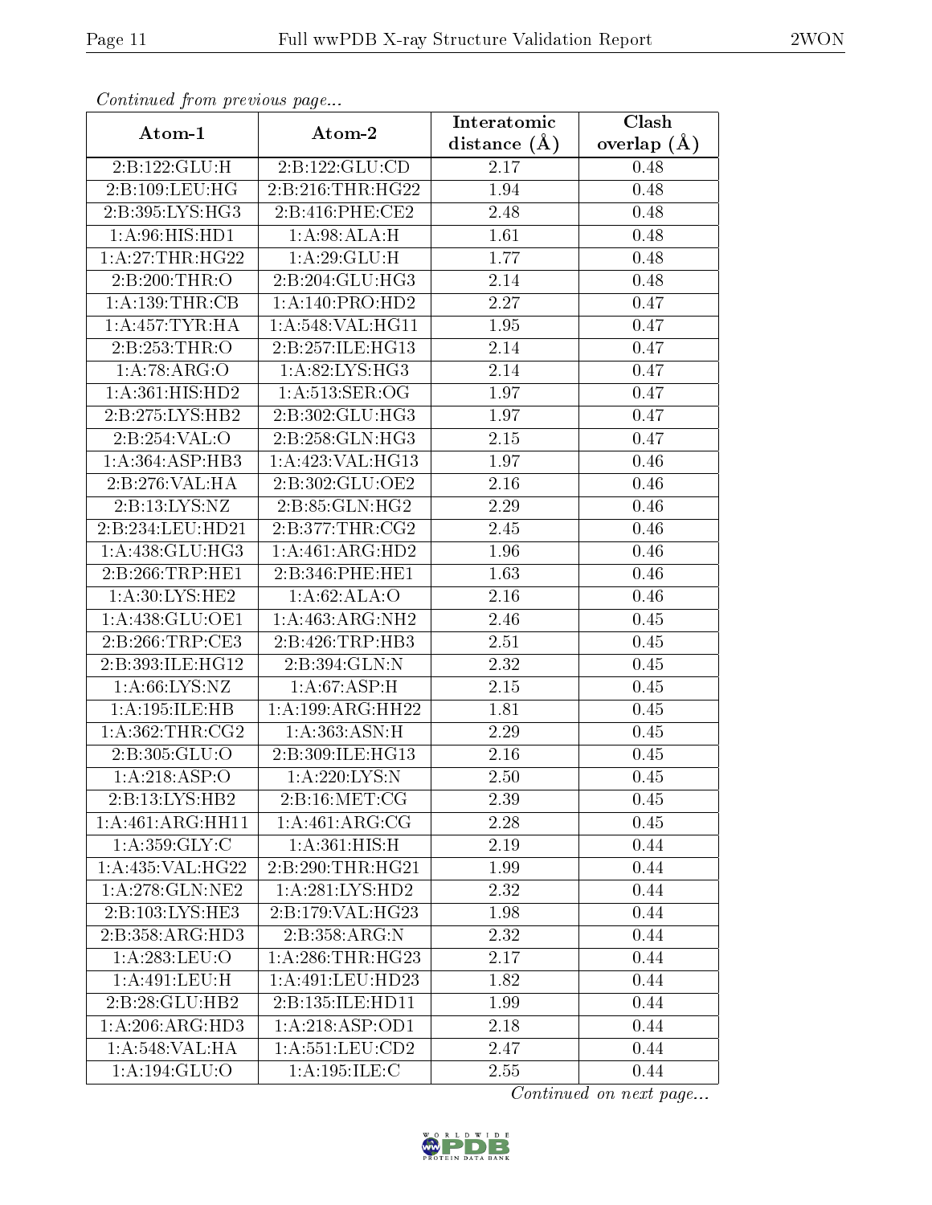*Continued from previous page...*

| Atom-1 | Atom-2 | Interatomic distance (Å) | Clash overlap (Å) |
| --- | --- | --- | --- |
| 2:B:122:GLU:H | 2:B:122:GLU:CD | 2.17 | 0.48 |
| 2:B:109:LEU:HG | 2:B:216:THR:HG22 | 1.94 | 0.48 |
| 2:B:395:LYS:HG3 | 2:B:416:PHE:CE2 | 2.48 | 0.48 |
| 1:A:96:HIS:HD1 | 1:A:98:ALA:H | 1.61 | 0.48 |
| 1:A:27:THR:HG22 | 1:A:29:GLU:H | 1.77 | 0.48 |
| 2:B:200:THR:O | 2:B:204:GLU:HG3 | 2.14 | 0.48 |
| 1:A:139:THR:CB | 1:A:140:PRO:HD2 | 2.27 | 0.47 |
| 1:A:457:TYR:HA | 1:A:548:VAL:HG11 | 1.95 | 0.47 |
| 2:B:253:THR:O | 2:B:257:ILE:HG13 | 2.14 | 0.47 |
| 1:A:78:ARG:O | 1:A:82:LYS:HG3 | 2.14 | 0.47 |
| 1:A:361:HIS:HD2 | 1:A:513:SER:OG | 1.97 | 0.47 |
| 2:B:275:LYS:HB2 | 2:B:302:GLU:HG3 | 1.97 | 0.47 |
| 2:B:254:VAL:O | 2:B:258:GLN:HG3 | 2.15 | 0.47 |
| 1:A:364:ASP:HB3 | 1:A:423:VAL:HG13 | 1.97 | 0.46 |
| 2:B:276:VAL:HA | 2:B:302:GLU:OE2 | 2.16 | 0.46 |
| 2:B:13:LYS:NZ | 2:B:85:GLN:HG2 | 2.29 | 0.46 |
| 2:B:234:LEU:HD21 | 2:B:377:THR:CG2 | 2.45 | 0.46 |
| 1:A:438:GLU:HG3 | 1:A:461:ARG:HD2 | 1.96 | 0.46 |
| 2:B:266:TRP:HE1 | 2:B:346:PHE:HE1 | 1.63 | 0.46 |
| 1:A:30:LYS:HE2 | 1:A:62:ALA:O | 2.16 | 0.46 |
| 1:A:438:GLU:OE1 | 1:A:463:ARG:NH2 | 2.46 | 0.45 |
| 2:B:266:TRP:CE3 | 2:B:426:TRP:HB3 | 2.51 | 0.45 |
| 2:B:393:ILE:HG12 | 2:B:394:GLN:N | 2.32 | 0.45 |
| 1:A:66:LYS:NZ | 1:A:67:ASP:H | 2.15 | 0.45 |
| 1:A:195:ILE:HB | 1:A:199:ARG:HH22 | 1.81 | 0.45 |
| 1:A:362:THR:CG2 | 1:A:363:ASN:H | 2.29 | 0.45 |
| 2:B:305:GLU:O | 2:B:309:ILE:HG13 | 2.16 | 0.45 |
| 1:A:218:ASP:O | 1:A:220:LYS:N | 2.50 | 0.45 |
| 2:B:13:LYS:HB2 | 2:B:16:MET:CG | 2.39 | 0.45 |
| 1:A:461:ARG:HH11 | 1:A:461:ARG:CG | 2.28 | 0.45 |
| 1:A:359:GLY:C | 1:A:361:HIS:H | 2.19 | 0.44 |
| 1:A:435:VAL:HG22 | 2:B:290:THR:HG21 | 1.99 | 0.44 |
| 1:A:278:GLN:NE2 | 1:A:281:LYS:HD2 | 2.32 | 0.44 |
| 2:B:103:LYS:HE3 | 2:B:179:VAL:HG23 | 1.98 | 0.44 |
| 2:B:358:ARG:HD3 | 2:B:358:ARG:N | 2.32 | 0.44 |
| 1:A:283:LEU:O | 1:A:286:THR:HG23 | 2.17 | 0.44 |
| 1:A:491:LEU:H | 1:A:491:LEU:HD23 | 1.82 | 0.44 |
| 2:B:28:GLU:HB2 | 2:B:135:ILE:HD11 | 1.99 | 0.44 |
| 1:A:206:ARG:HD3 | 1:A:218:ASP:OD1 | 2.18 | 0.44 |
| 1:A:548:VAL:HA | 1:A:551:LEU:CD2 | 2.47 | 0.44 |
| 1:A:194:GLU:O | 1:A:195:ILE:C | 2.55 | 0.44 |

*Continued on next page...*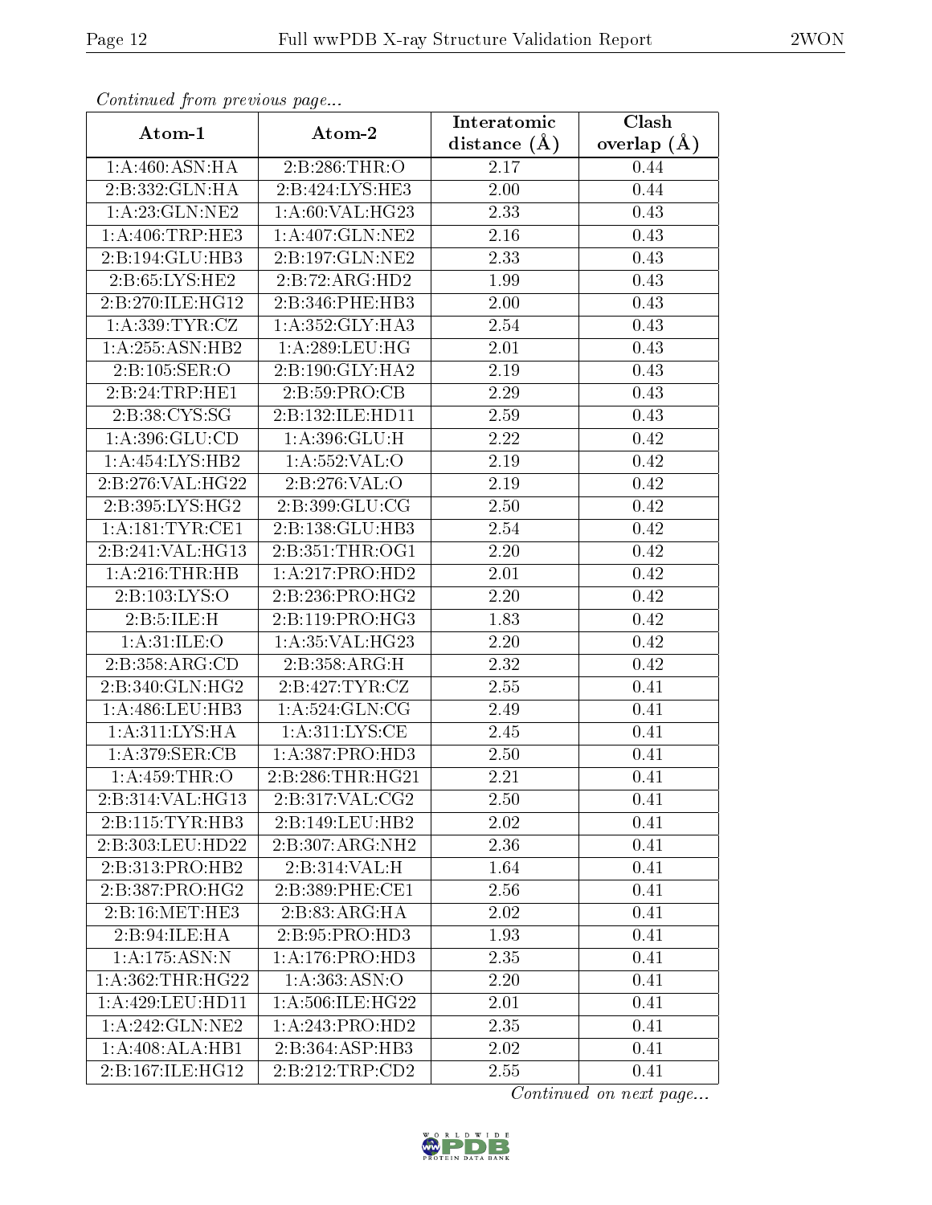*Continued from previous page...*

| Atom-1 | Atom-2 | Interatomic distance (Å) | Clash overlap (Å) |
|---|---|---|---|
| 1:A:460:ASN:HA | 2:B:286:THR:O | 2.17 | 0.44 |
| 2:B:332:GLN:HA | 2:B:424:LYS:HE3 | 2.00 | 0.44 |
| 1:A:23:GLN:NE2 | 1:A:60:VAL:HG23 | 2.33 | 0.43 |
| 1:A:406:TRP:HE3 | 1:A:407:GLN:NE2 | 2.16 | 0.43 |
| 2:B:194:GLU:HB3 | 2:B:197:GLN:NE2 | 2.33 | 0.43 |
| 2:B:65:LYS:HE2 | 2:B:72:ARG:HD2 | 1.99 | 0.43 |
| 2:B:270:ILE:HG12 | 2:B:346:PHE:HB3 | 2.00 | 0.43 |
| 1:A:339:TYR:CZ | 1:A:352:GLY:HA3 | 2.54 | 0.43 |
| 1:A:255:ASN:HB2 | 1:A:289:LEU:HG | 2.01 | 0.43 |
| 2:B:105:SER:O | 2:B:190:GLY:HA2 | 2.19 | 0.43 |
| 2:B:24:TRP:HE1 | 2:B:59:PRO:CB | 2.29 | 0.43 |
| 2:B:38:CYS:SG | 2:B:132:ILE:HD11 | 2.59 | 0.43 |
| 1:A:396:GLU:CD | 1:A:396:GLU:H | 2.22 | 0.42 |
| 1:A:454:LYS:HB2 | 1:A:552:VAL:O | 2.19 | 0.42 |
| 2:B:276:VAL:HG22 | 2:B:276:VAL:O | 2.19 | 0.42 |
| 2:B:395:LYS:HG2 | 2:B:399:GLU:CG | 2.50 | 0.42 |
| 1:A:181:TYR:CE1 | 2:B:138:GLU:HB3 | 2.54 | 0.42 |
| 2:B:241:VAL:HG13 | 2:B:351:THR:OG1 | 2.20 | 0.42 |
| 1:A:216:THR:HB | 1:A:217:PRO:HD2 | 2.01 | 0.42 |
| 2:B:103:LYS:O | 2:B:236:PRO:HG2 | 2.20 | 0.42 |
| 2:B:5:ILE:H | 2:B:119:PRO:HG3 | 1.83 | 0.42 |
| 1:A:31:ILE:O | 1:A:35:VAL:HG23 | 2.20 | 0.42 |
| 2:B:358:ARG:CD | 2:B:358:ARG:H | 2.32 | 0.42 |
| 2:B:340:GLN:HG2 | 2:B:427:TYR:CZ | 2.55 | 0.41 |
| 1:A:486:LEU:HB3 | 1:A:524:GLN:CG | 2.49 | 0.41 |
| 1:A:311:LYS:HA | 1:A:311:LYS:CE | 2.45 | 0.41 |
| 1:A:379:SER:CB | 1:A:387:PRO:HD3 | 2.50 | 0.41 |
| 1:A:459:THR:O | 2:B:286:THR:HG21 | 2.21 | 0.41 |
| 2:B:314:VAL:HG13 | 2:B:317:VAL:CG2 | 2.50 | 0.41 |
| 2:B:115:TYR:HB3 | 2:B:149:LEU:HB2 | 2.02 | 0.41 |
| 2:B:303:LEU:HD22 | 2:B:307:ARG:NH2 | 2.36 | 0.41 |
| 2:B:313:PRO:HB2 | 2:B:314:VAL:H | 1.64 | 0.41 |
| 2:B:387:PRO:HG2 | 2:B:389:PHE:CE1 | 2.56 | 0.41 |
| 2:B:16:MET:HE3 | 2:B:83:ARG:HA | 2.02 | 0.41 |
| 2:B:94:ILE:HA | 2:B:95:PRO:HD3 | 1.93 | 0.41 |
| 1:A:175:ASN:N | 1:A:176:PRO:HD3 | 2.35 | 0.41 |
| 1:A:362:THR:HG22 | 1:A:363:ASN:O | 2.20 | 0.41 |
| 1:A:429:LEU:HD11 | 1:A:506:ILE:HG22 | 2.01 | 0.41 |
| 1:A:242:GLN:NE2 | 1:A:243:PRO:HD2 | 2.35 | 0.41 |
| 1:A:408:ALA:HB1 | 2:B:364:ASP:HB3 | 2.02 | 0.41 |
| 2:B:167:ILE:HG12 | 2:B:212:TRP:CD2 | 2.55 | 0.41 |

*Continued on next page...*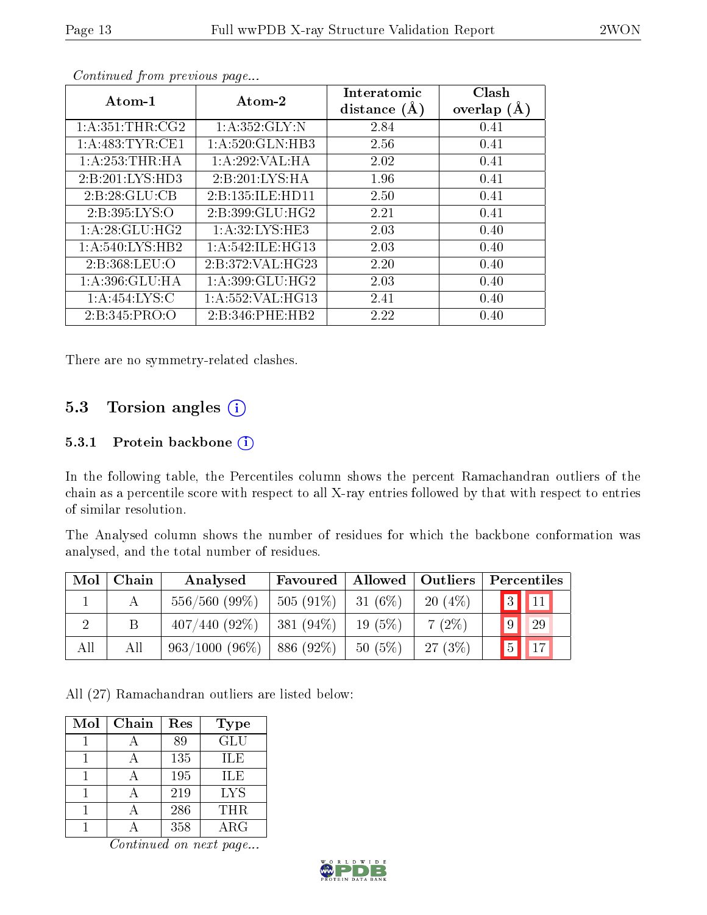*Continued from previous page...*

| Atom-1 | Atom-2 | Interatomic distance (Å) | Clash overlap (Å) |
|---|---|---|---|
| 1:A:351:THR:CG2 | 1:A:352:GLY:N | 2.84 | 0.41 |
| 1:A:483:TYR:CE1 | 1:A:520:GLN:HB3 | 2.56 | 0.41 |
| 1:A:253:THR:HA | 1:A:292:VAL:HA | 2.02 | 0.41 |
| 2:B:201:LYS:HD3 | 2:B:201:LYS:HA | 1.96 | 0.41 |
| 2:B:28:GLU:CB | 2:B:135:ILE:HD11 | 2.50 | 0.41 |
| 2:B:395:LYS:O | 2:B:399:GLU:HG2 | 2.21 | 0.41 |
| 1:A:28:GLU:HG2 | 1:A:32:LYS:HE3 | 2.03 | 0.40 |
| 1:A:540:LYS:HB2 | 1:A:542:ILE:HG13 | 2.03 | 0.40 |
| 2:B:368:LEU:O | 2:B:372:VAL:HG23 | 2.20 | 0.40 |
| 1:A:396:GLU:HA | 1:A:399:GLU:HG2 | 2.03 | 0.40 |
| 1:A:454:LYS:C | 1:A:552:VAL:HG13 | 2.41 | 0.40 |
| 2:B:345:PRO:O | 2:B:346:PHE:HB2 | 2.22 | 0.40 |

There are no symmetry-related clashes.

## 5.3 Torsion angles

### 5.3.1 Protein backbone

In the following table, the Percentiles column shows the percent Ramachandran outliers of the chain as a percentile score with respect to all X-ray entries followed by that with respect to entries of similar resolution.

The Analysed column shows the number of residues for which the backbone conformation was analysed, and the total number of residues.

| Mol | Chain | Analysed | Favoured | Allowed | Outliers | Percentiles | |
|---|---|---|---|---|---|---|---|
| 1 | A | 556/560 (99%) | 505 (91%) | 31 (6%) | 20 (4%) | 3 | 11 |
| 2 | B | 407/440 (92%) | 381 (94%) | 19 (5%) | 7 (2%) | 9 | 29 |
| All | All | 963/1000 (96%) | 886 (92%) | 50 (5%) | 27 (3%) | 5 | 17 |

All (27) Ramachandran outliers are listed below:

| Mol | Chain | Res | Type |
|---|---|---|---|
| 1 | A | 89 | GLU |
| 1 | A | 135 | ILE |
| 1 | A | 195 | ILE |
| 1 | A | 219 | LYS |
| 1 | A | 286 | THR |
| 1 | A | 358 | ARG |

*Continued on next page...*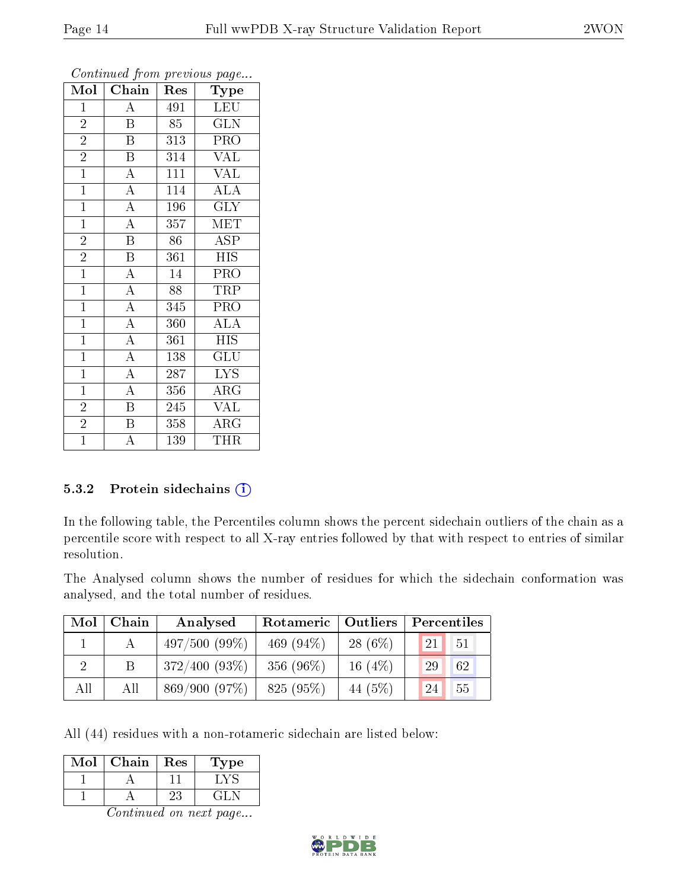*Continued from previous page...*

| Mol | Chain | Res | Type |
|---|---|---|---|
| 1 | A | 491 | LEU |
| 2 | B | 85 | GLN |
| 2 | B | 313 | PRO |
| 2 | B | 314 | VAL |
| 1 | A | 111 | VAL |
| 1 | A | 114 | ALA |
| 1 | A | 196 | GLY |
| 1 | A | 357 | MET |
| 2 | B | 86 | ASP |
| 2 | B | 361 | HIS |
| 1 | A | 14 | PRO |
| 1 | A | 88 | TRP |
| 1 | A | 345 | PRO |
| 1 | A | 360 | ALA |
| 1 | A | 361 | HIS |
| 1 | A | 138 | GLU |
| 1 | A | 287 | LYS |
| 1 | A | 356 | ARG |
| 2 | B | 245 | VAL |
| 2 | B | 358 | ARG |
| 1 | A | 139 | THR |

### 5.3.2 Protein sidechains

In the following table, the Percentiles column shows the percent sidechain outliers of the chain as a percentile score with respect to all X-ray entries followed by that with respect to entries of similar resolution.

The Analysed column shows the number of residues for which the sidechain conformation was analysed, and the total number of residues.

| Mol | Chain | Analysed | Rotameric | Outliers | Percentiles | |
|---|---|---|---|---|---|---|
| 1 | A | 497/500 (99%) | 469 (94%) | 28 (6%) | 21 | 51 |
| 2 | B | 372/400 (93%) | 356 (96%) | 16 (4%) | 29 | 62 |
| All | All | 869/900 (97%) | 825 (95%) | 44 (5%) | 24 | 55 |

All (44) residues with a non-rotameric sidechain are listed below:

| Mol | Chain | Res | Type |
|---|---|---|---|
| 1 | A | 11 | LYS |
| 1 | A | 23 | GLN |

*Continued on next page...*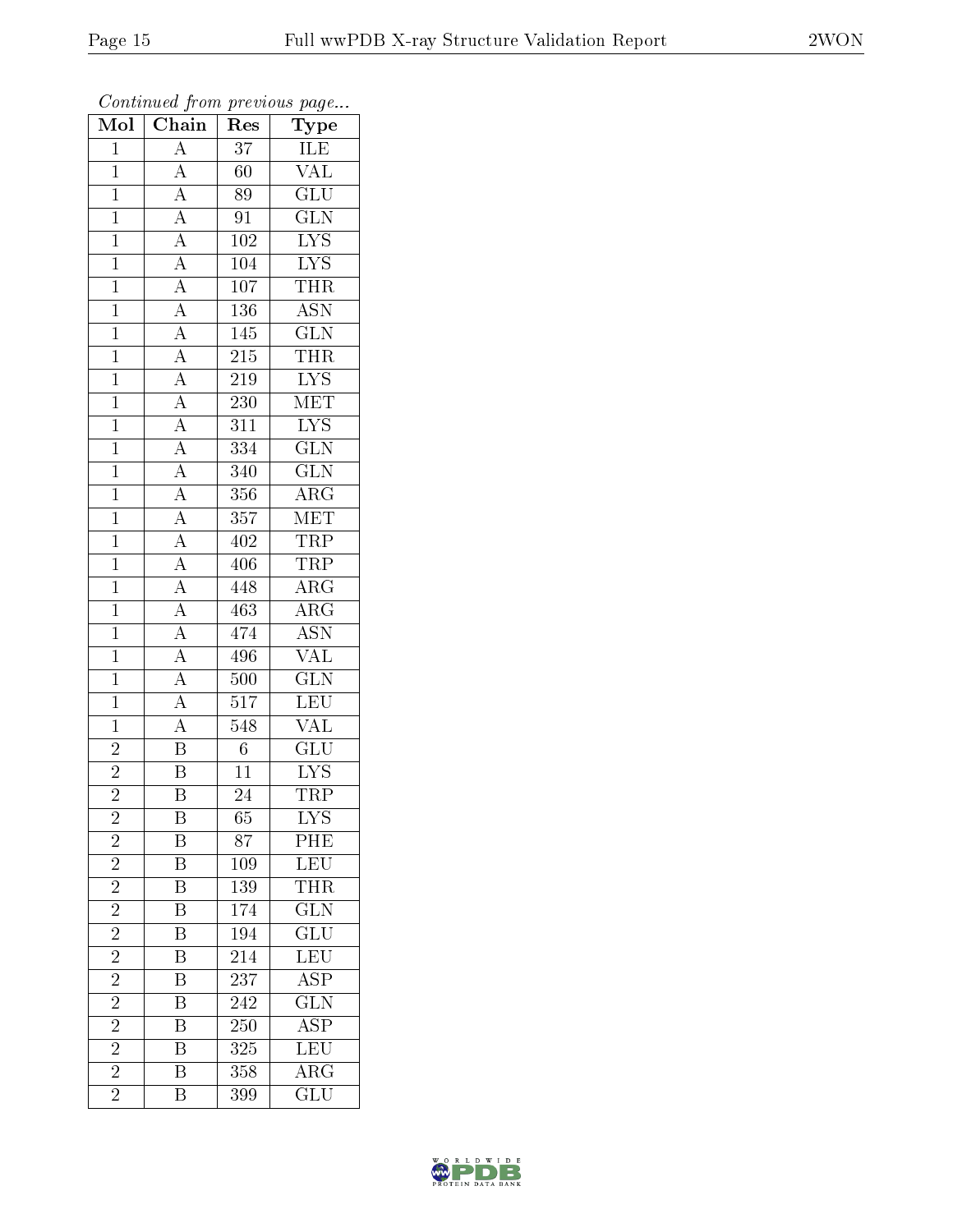*Continued from previous page...*

| Mol | Chain | Res | Type |
|---|---|---|---|
| 1 | A | 37 | ILE |
| 1 | A | 60 | VAL |
| 1 | A | 89 | GLU |
| 1 | A | 91 | GLN |
| 1 | A | 102 | LYS |
| 1 | A | 104 | LYS |
| 1 | A | 107 | THR |
| 1 | A | 136 | ASN |
| 1 | A | 145 | GLN |
| 1 | A | 215 | THR |
| 1 | A | 219 | LYS |
| 1 | A | 230 | MET |
| 1 | A | 311 | LYS |
| 1 | A | 334 | GLN |
| 1 | A | 340 | GLN |
| 1 | A | 356 | ARG |
| 1 | A | 357 | MET |
| 1 | A | 402 | TRP |
| 1 | A | 406 | TRP |
| 1 | A | 448 | ARG |
| 1 | A | 463 | ARG |
| 1 | A | 474 | ASN |
| 1 | A | 496 | VAL |
| 1 | A | 500 | GLN |
| 1 | A | 517 | LEU |
| 1 | A | 548 | VAL |
| 2 | B | 6 | GLU |
| 2 | B | 11 | LYS |
| 2 | B | 24 | TRP |
| 2 | B | 65 | LYS |
| 2 | B | 87 | PHE |
| 2 | B | 109 | LEU |
| 2 | B | 139 | THR |
| 2 | B | 174 | GLN |
| 2 | B | 194 | GLU |
| 2 | B | 214 | LEU |
| 2 | B | 237 | ASP |
| 2 | B | 242 | GLN |
| 2 | B | 250 | ASP |
| 2 | B | 325 | LEU |
| 2 | B | 358 | ARG |
| 2 | B | 399 | GLU |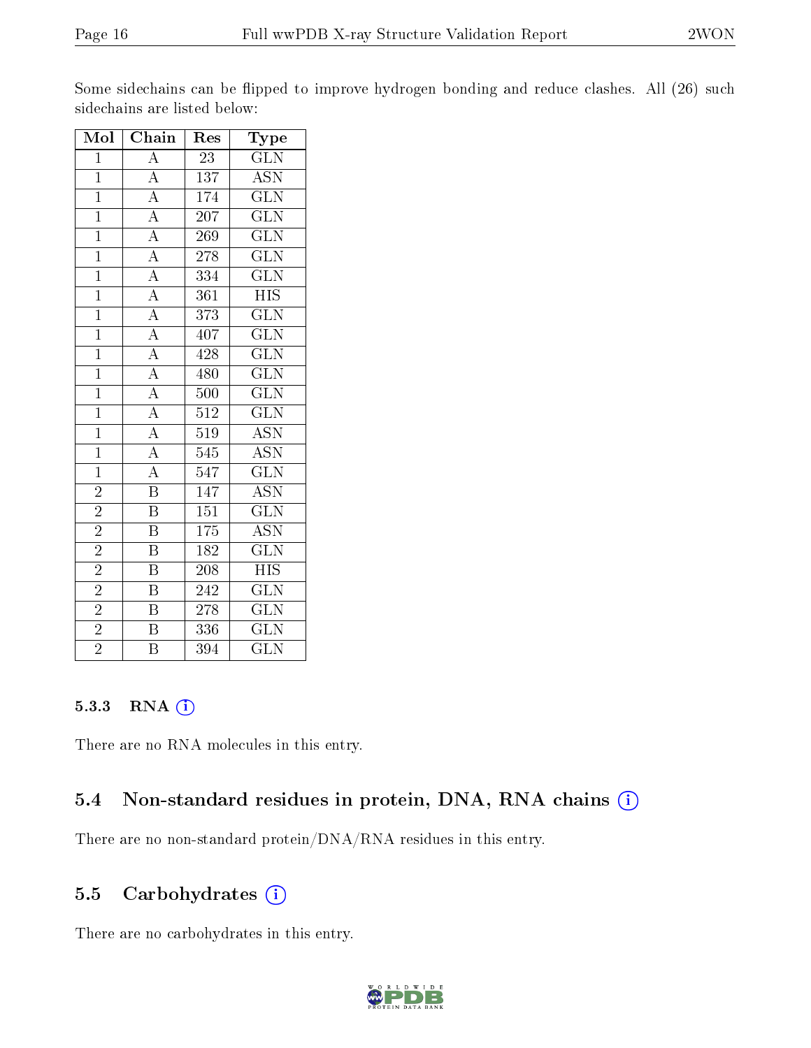Some sidechains can be flipped to improve hydrogen bonding and reduce clashes. All (26) such sidechains are listed below:

| Mol | Chain | Res | Type |
|---|---|---|---|
| 1 | A | 23 | GLN |
| 1 | A | 137 | ASN |
| 1 | A | 174 | GLN |
| 1 | A | 207 | GLN |
| 1 | A | 269 | GLN |
| 1 | A | 278 | GLN |
| 1 | A | 334 | GLN |
| 1 | A | 361 | HIS |
| 1 | A | 373 | GLN |
| 1 | A | 407 | GLN |
| 1 | A | 428 | GLN |
| 1 | A | 480 | GLN |
| 1 | A | 500 | GLN |
| 1 | A | 512 | GLN |
| 1 | A | 519 | ASN |
| 1 | A | 545 | ASN |
| 1 | A | 547 | GLN |
| 2 | B | 147 | ASN |
| 2 | B | 151 | GLN |
| 2 | B | 175 | ASN |
| 2 | B | 182 | GLN |
| 2 | B | 208 | HIS |
| 2 | B | 242 | GLN |
| 2 | B | 278 | GLN |
| 2 | B | 336 | GLN |
| 2 | B | 394 | GLN |

#### 5.3.3 RNA

There are no RNA molecules in this entry.

### 5.4 Non-standard residues in protein, DNA, RNA chains

There are no non-standard protein/DNA/RNA residues in this entry.

### 5.5 Carbohydrates

There are no carbohydrates in this entry.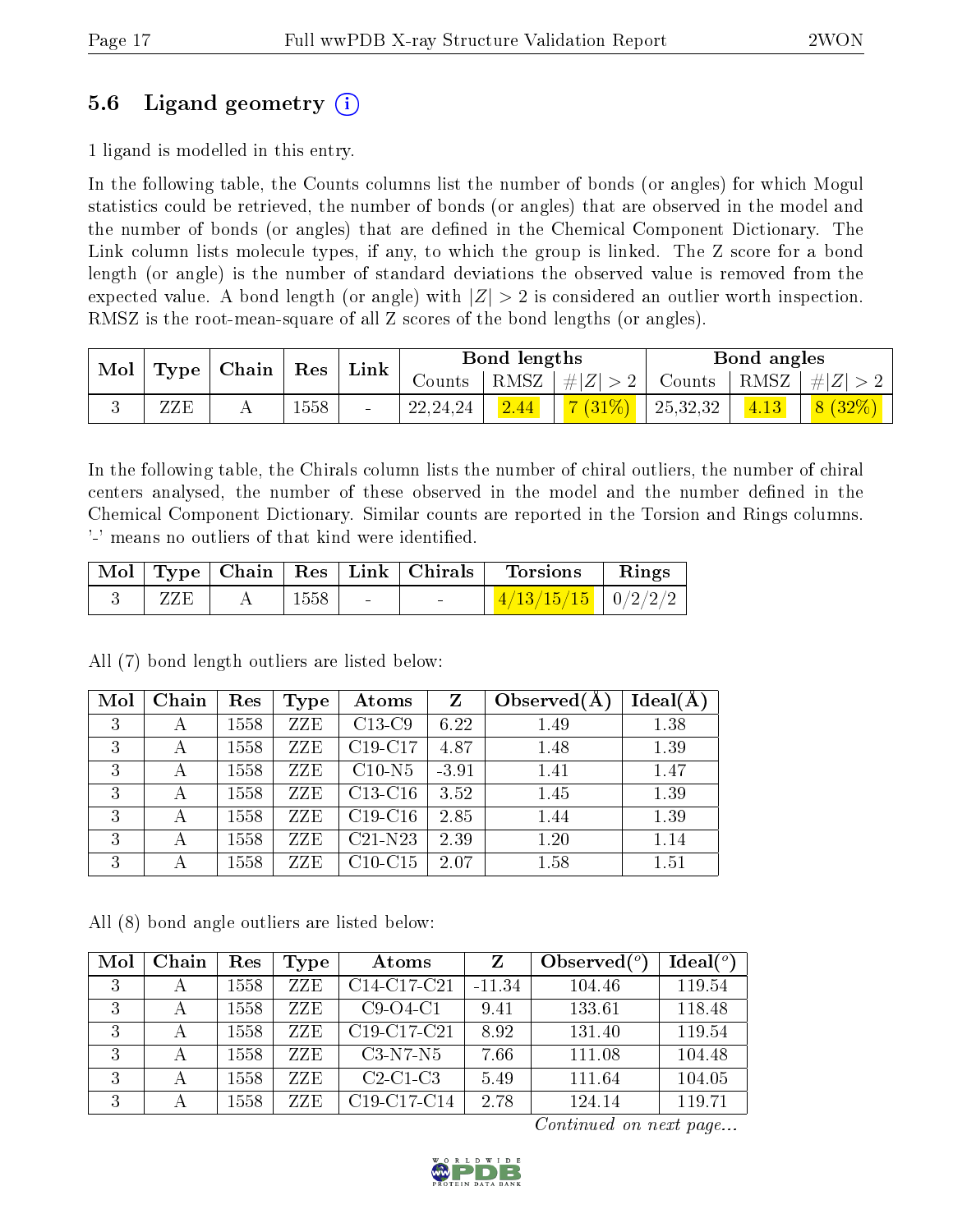## 5.6 Ligand geometry (i)

1 ligand is modelled in this entry.

In the following table, the Counts columns list the number of bonds (or angles) for which Mogul statistics could be retrieved, the number of bonds (or angles) that are observed in the model and the number of bonds (or angles) that are defined in the Chemical Component Dictionary. The Link column lists molecule types, if any, to which the group is linked. The Z score for a bond length (or angle) is the number of standard deviations the observed value is removed from the expected value. A bond length (or angle) with $|Z| > 2$ is considered an outlier worth inspection. RMSZ is the root-mean-square of all Z scores of the bond lengths (or angles).

| Mol | Type | Chain | Res | Link | Bond lengths | | | Bond angles | | |
|---|---|---|---|---|---|---|---|---|---|---|
| | | | | | Counts | RMSZ | #\|Z\| > 2 | Counts | RMSZ | #\|Z\| > 2 |
| 3 | ZZE | A | 1558 | - | 22,24,24 | 2.44 | 7 (31%) | 25,32,32 | 4.13 | 8 (32%) |

In the following table, the Chirals column lists the number of chiral outliers, the number of chiral centers analysed, the number of these observed in the model and the number defined in the Chemical Component Dictionary. Similar counts are reported in the Torsion and Rings columns. '-' means no outliers of that kind were identified.

| Mol | Type | Chain | Res | Link | Chirals | Torsions | Rings |
|---|---|---|---|---|---|---|---|
| 3 | ZZE | A | 1558 | - | - | 4/13/15/15 | 0/2/2/2 |

All (7) bond length outliers are listed below:

| Mol | Chain | Res | Type | Atoms | Z | Observed(Å) | Ideal(Å) |
|---|---|---|---|---|---|---|---|
| 3 | A | 1558 | ZZE | C13-C9 | 6.22 | 1.49 | 1.38 |
| 3 | A | 1558 | ZZE | C19-C17 | 4.87 | 1.48 | 1.39 |
| 3 | A | 1558 | ZZE | C10-N5 | -3.91 | 1.41 | 1.47 |
| 3 | A | 1558 | ZZE | C13-C16 | 3.52 | 1.45 | 1.39 |
| 3 | A | 1558 | ZZE | C19-C16 | 2.85 | 1.44 | 1.39 |
| 3 | A | 1558 | ZZE | C21-N23 | 2.39 | 1.20 | 1.14 |
| 3 | A | 1558 | ZZE | C10-C15 | 2.07 | 1.58 | 1.51 |

All (8) bond angle outliers are listed below:

| Mol | Chain | Res | Type | Atoms | Z | Observed(°) | Ideal(°) |
|---|---|---|---|---|---|---|---|
| 3 | A | 1558 | ZZE | C14-C17-C21 | -11.34 | 104.46 | 119.54 |
| 3 | A | 1558 | ZZE | C9-O4-C1 | 9.41 | 133.61 | 118.48 |
| 3 | A | 1558 | ZZE | C19-C17-C21 | 8.92 | 131.40 | 119.54 |
| 3 | A | 1558 | ZZE | C3-N7-N5 | 7.66 | 111.08 | 104.48 |
| 3 | A | 1558 | ZZE | C2-C1-C3 | 5.49 | 111.64 | 104.05 |
| 3 | A | 1558 | ZZE | C19-C17-C14 | 2.78 | 124.14 | 119.71 |

*Continued on next page...*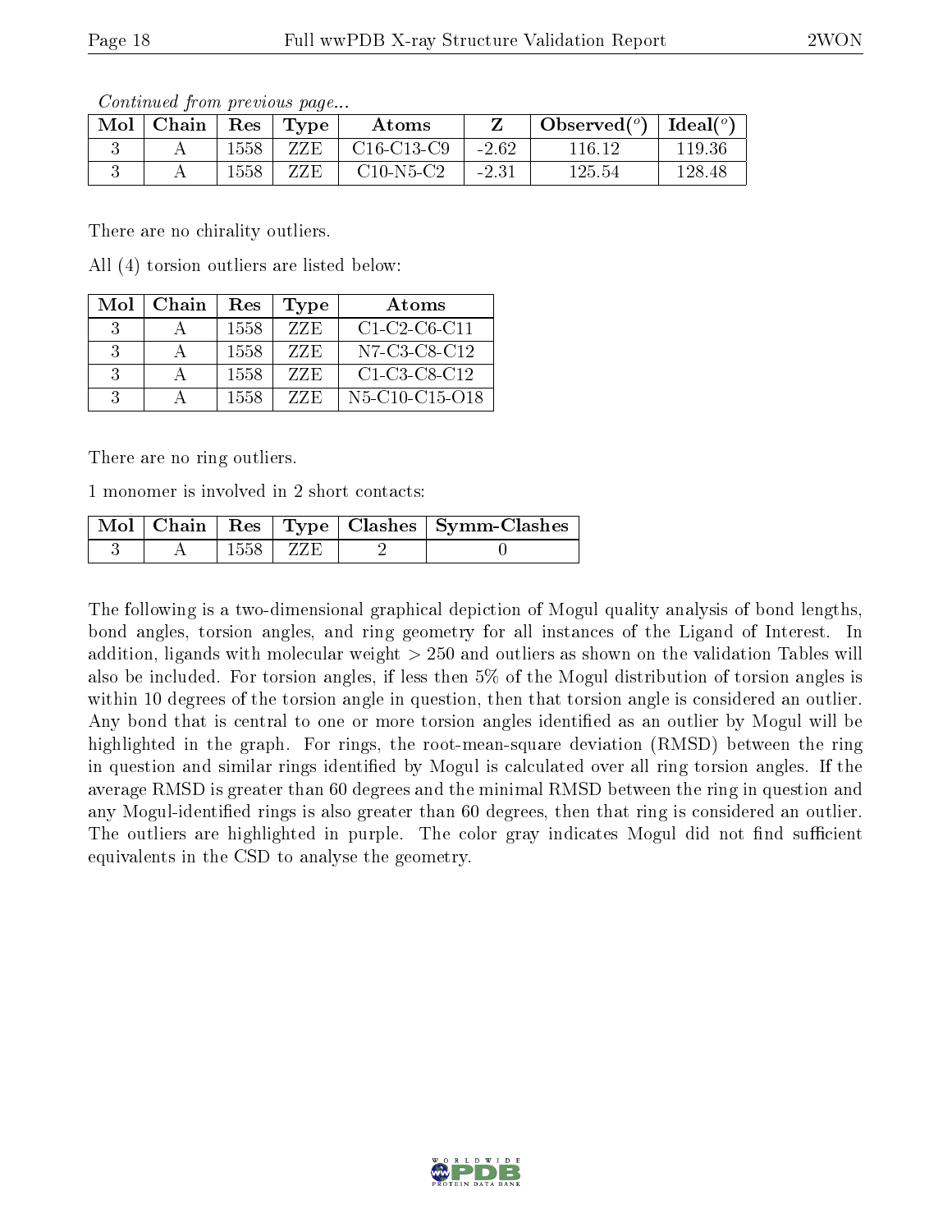*Continued from previous page...*

| Mol | Chain | Res | Type | Atoms | Z | Observed(°) | Ideal(°) |
|---|---|---|---|---|---|---|---|
| 3 | A | 1558 | ZZE | C16-C13-C9 | -2.62 | 116.12 | 119.36 |
| 3 | A | 1558 | ZZE | C10-N5-C2 | -2.31 | 125.54 | 128.48 |

There are no chirality outliers.

All (4) torsion outliers are listed below:

| Mol | Chain | Res | Type | Atoms |
|---|---|---|---|---|
| 3 | A | 1558 | ZZE | C1-C2-C6-C11 |
| 3 | A | 1558 | ZZE | N7-C3-C8-C12 |
| 3 | A | 1558 | ZZE | C1-C3-C8-C12 |
| 3 | A | 1558 | ZZE | N5-C10-C15-O18 |

There are no ring outliers.

1 monomer is involved in 2 short contacts:

| Mol | Chain | Res | Type | Clashes | Symm-Clashes |
|---|---|---|---|---|---|
| 3 | A | 1558 | ZZE | 2 | 0 |

The following is a two-dimensional graphical depiction of Mogul quality analysis of bond lengths, bond angles, torsion angles, and ring geometry for all instances of the Ligand of Interest. In addition, ligands with molecular weight > 250 and outliers as shown on the validation Tables will also be included. For torsion angles, if less then 5% of the Mogul distribution of torsion angles is within 10 degrees of the torsion angle in question, then that torsion angle is considered an outlier. Any bond that is central to one or more torsion angles identified as an outlier by Mogul will be highlighted in the graph. For rings, the root-mean-square deviation (RMSD) between the ring in question and similar rings identified by Mogul is calculated over all ring torsion angles. If the average RMSD is greater than 60 degrees and the minimal RMSD between the ring in question and any Mogul-identified rings is also greater than 60 degrees, then that ring is considered an outlier. The outliers are highlighted in purple. The color gray indicates Mogul did not find sufficient equivalents in the CSD to analyse the geometry.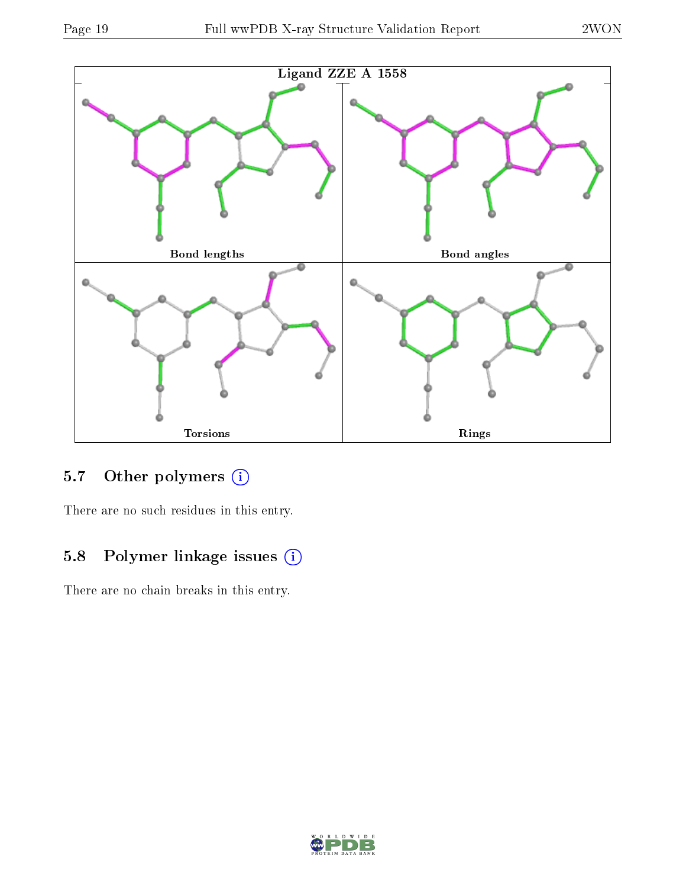Ligand ZZE A 1558

Bond lengths

Bond angles

Torsions

Rings

## 5.7 Other polymers

There are no such residues in this entry.

## 5.8 Polymer linkage issues

There are no chain breaks in this entry.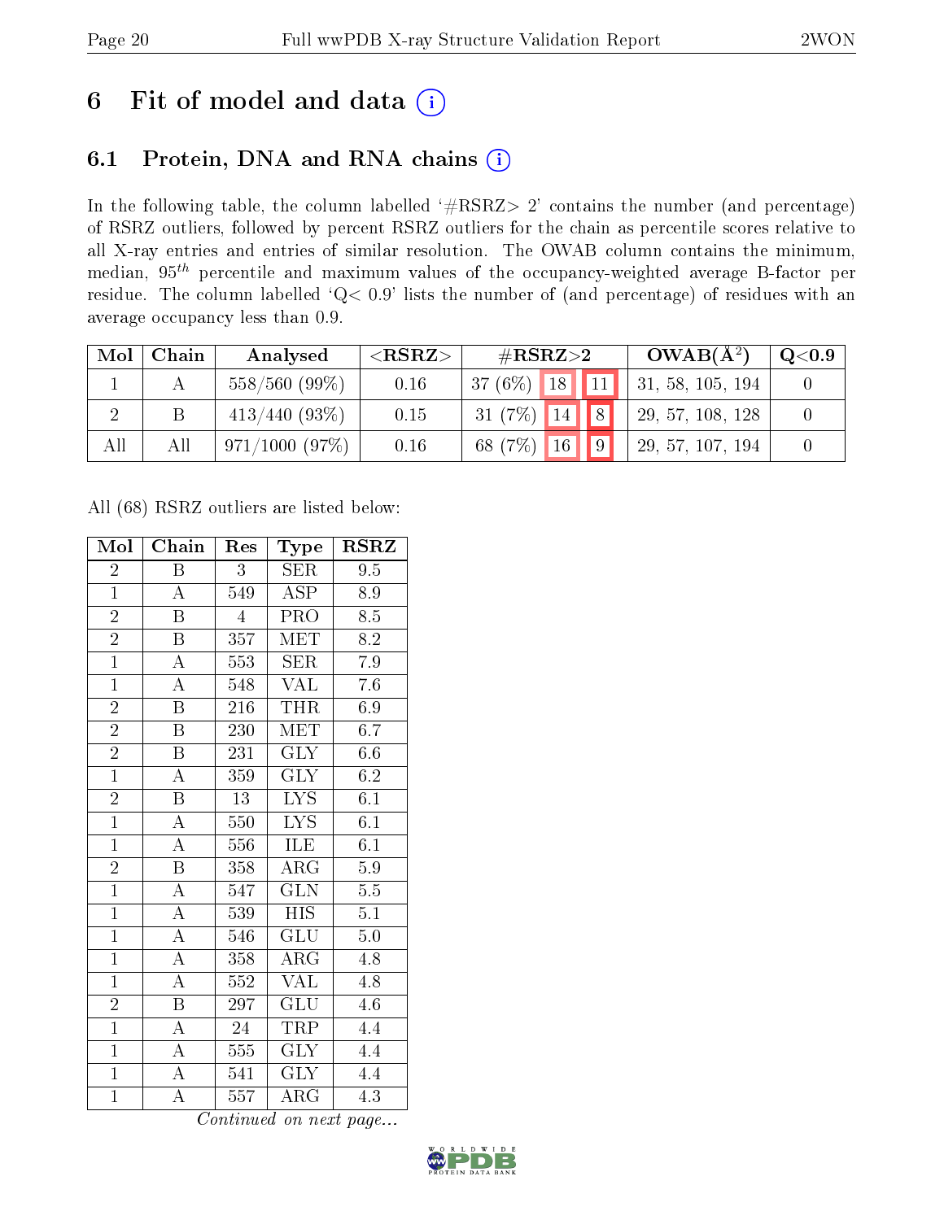# 6 Fit of model and data (i)

## 6.1 Protein, DNA and RNA chains (i)

In the following table, the column labelled '#RSRZ> 2' contains the number (and percentage) of RSRZ outliers, followed by percent RSRZ outliers for the chain as percentile scores relative to all X-ray entries and entries of similar resolution. The OWAB column contains the minimum, median, $95^{th}$ percentile and maximum values of the occupancy-weighted average B-factor per residue. The column labelled 'Q< 0.9' lists the number of (and percentage) of residues with an average occupancy less than 0.9.

| Mol | Chain | Analysed | <RSRZ> | #RSRZ>2 | | | OWAB(Å$^2$) | Q<0.9 |
|---|---|---|---|---|---|---|---|---|
| 1 | A | 558/560 (99%) | 0.16 | 37 (6%) | 18 | 11 | 31, 58, 105, 194 | 0 |
| 2 | B | 413/440 (93%) | 0.15 | 31 (7%) | 14 | 8 | 29, 57, 108, 128 | 0 |
| All | All | 971/1000 (97%) | 0.16 | 68 (7%) | 16 | 9 | 29, 57, 107, 194 | 0 |

All (68) RSRZ outliers are listed below:

| Mol | Chain | Res | Type | RSRZ |
|---|---|---|---|---|
| 2 | B | 3 | SER | 9.5 |
| 1 | A | 549 | ASP | 8.9 |
| 2 | B | 4 | PRO | 8.5 |
| 2 | B | 357 | MET | 8.2 |
| 1 | A | 553 | SER | 7.9 |
| 1 | A | 548 | VAL | 7.6 |
| 2 | B | 216 | THR | 6.9 |
| 2 | B | 230 | MET | 6.7 |
| 2 | B | 231 | GLY | 6.6 |
| 1 | A | 359 | GLY | 6.2 |
| 2 | B | 13 | LYS | 6.1 |
| 1 | A | 550 | LYS | 6.1 |
| 1 | A | 556 | ILE | 6.1 |
| 2 | B | 358 | ARG | 5.9 |
| 1 | A | 547 | GLN | 5.5 |
| 1 | A | 539 | HIS | 5.1 |
| 1 | A | 546 | GLU | 5.0 |
| 1 | A | 358 | ARG | 4.8 |
| 1 | A | 552 | VAL | 4.8 |
| 2 | B | 297 | GLU | 4.6 |
| 1 | A | 24 | TRP | 4.4 |
| 1 | A | 555 | GLY | 4.4 |
| 1 | A | 541 | GLY | 4.4 |
| 1 | A | 557 | ARG | 4.3 |

*Continued on next page...*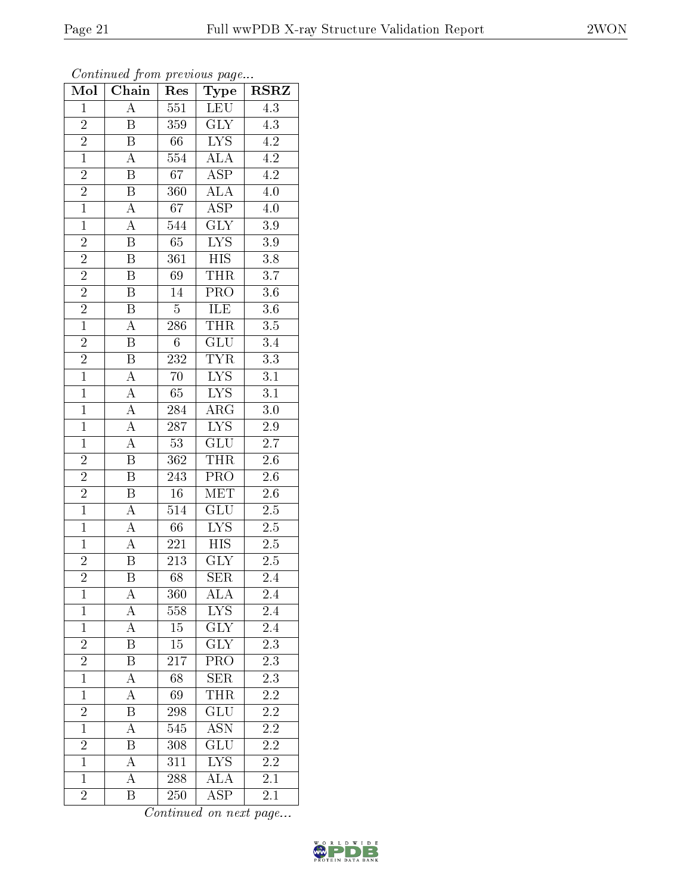*Continued from previous page...*

| Mol | Chain | Res | Type | RSRZ |
|---|---|---|---|---|
| 1 | A | 551 | LEU | 4.3 |
| 2 | B | 359 | GLY | 4.3 |
| 2 | B | 66 | LYS | 4.2 |
| 1 | A | 554 | ALA | 4.2 |
| 2 | B | 67 | ASP | 4.2 |
| 2 | B | 360 | ALA | 4.0 |
| 1 | A | 67 | ASP | 4.0 |
| 1 | A | 544 | GLY | 3.9 |
| 2 | B | 65 | LYS | 3.9 |
| 2 | B | 361 | HIS | 3.8 |
| 2 | B | 69 | THR | 3.7 |
| 2 | B | 14 | PRO | 3.6 |
| 2 | B | 5 | ILE | 3.6 |
| 1 | A | 286 | THR | 3.5 |
| 2 | B | 6 | GLU | 3.4 |
| 2 | B | 232 | TYR | 3.3 |
| 1 | A | 70 | LYS | 3.1 |
| 1 | A | 65 | LYS | 3.1 |
| 1 | A | 284 | ARG | 3.0 |
| 1 | A | 287 | LYS | 2.9 |
| 1 | A | 53 | GLU | 2.7 |
| 2 | B | 362 | THR | 2.6 |
| 2 | B | 243 | PRO | 2.6 |
| 2 | B | 16 | MET | 2.6 |
| 1 | A | 514 | GLU | 2.5 |
| 1 | A | 66 | LYS | 2.5 |
| 1 | A | 221 | HIS | 2.5 |
| 2 | B | 213 | GLY | 2.5 |
| 2 | B | 68 | SER | 2.4 |
| 1 | A | 360 | ALA | 2.4 |
| 1 | A | 558 | LYS | 2.4 |
| 1 | A | 15 | GLY | 2.4 |
| 2 | B | 15 | GLY | 2.3 |
| 2 | B | 217 | PRO | 2.3 |
| 1 | A | 68 | SER | 2.3 |
| 1 | A | 69 | THR | 2.2 |
| 2 | B | 298 | GLU | 2.2 |
| 1 | A | 545 | ASN | 2.2 |
| 2 | B | 308 | GLU | 2.2 |
| 1 | A | 311 | LYS | 2.2 |
| 1 | A | 288 | ALA | 2.1 |
| 2 | B | 250 | ASP | 2.1 |

*Continued on next page...*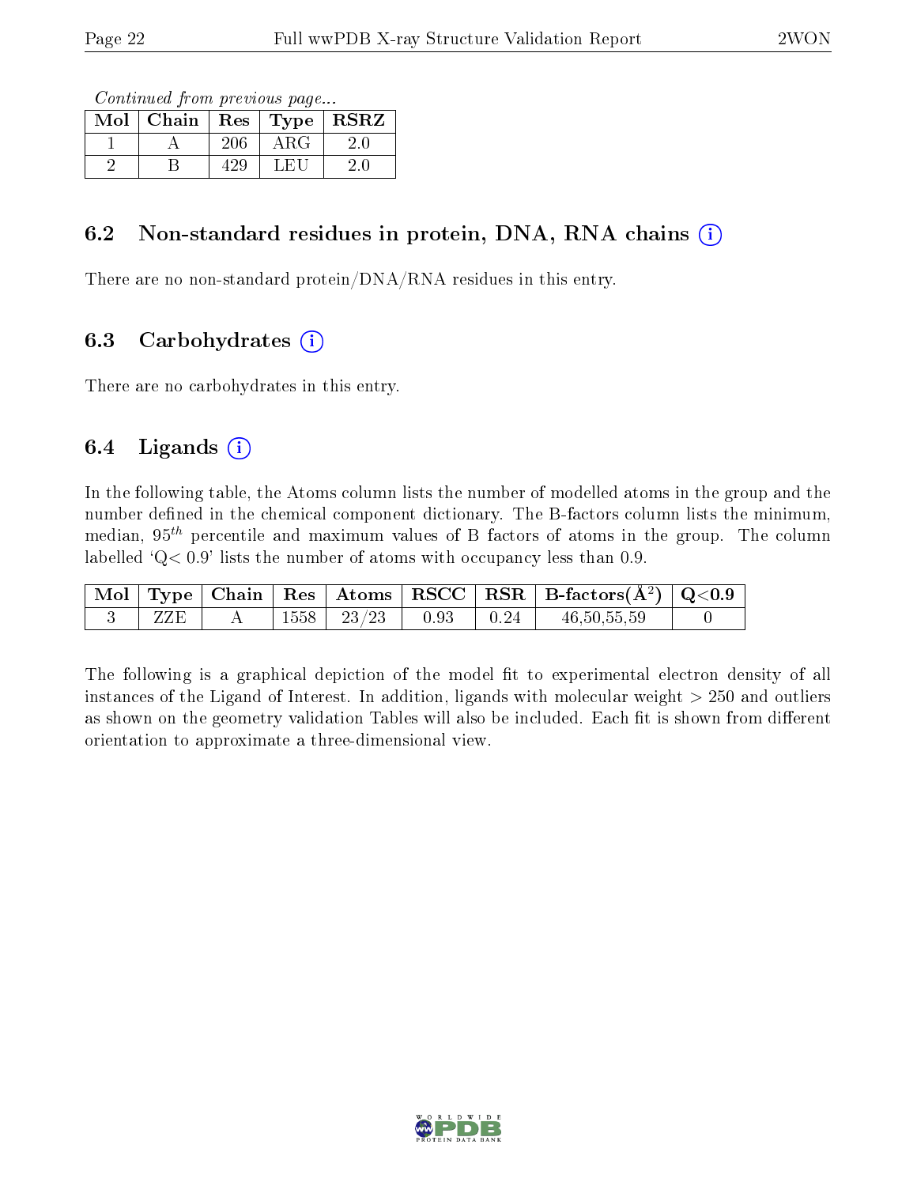*Continued from previous page...*

| Mol | Chain | Res | Type | RSRZ |
|---|---|---|---|---|
| 1 | A | 206 | ARG | 2.0 |
| 2 | B | 429 | LEU | 2.0 |

## 6.2 Non-standard residues in protein, DNA, RNA chains

There are no non-standard protein/DNA/RNA residues in this entry.

## 6.3 Carbohydrates

There are no carbohydrates in this entry.

## 6.4 Ligands

In the following table, the Atoms column lists the number of modelled atoms in the group and the number defined in the chemical component dictionary. The B-factors column lists the minimum, median, $95^{th}$ percentile and maximum values of B factors of atoms in the group. The column labelled 'Q< 0.9' lists the number of atoms with occupancy less than 0.9.

| Mol | Type | Chain | Res | Atoms | RSCC | RSR | B-factors($Å^2$) | Q<0.9 |
|---|---|---|---|---|---|---|---|---|
| 3 | ZZE | A | 1558 | 23/23 | 0.93 | 0.24 | 46,50,55,59 | 0 |

The following is a graphical depiction of the model fit to experimental electron density of all instances of the Ligand of Interest. In addition, ligands with molecular weight > 250 and outliers as shown on the geometry validation Tables will also be included. Each fit is shown from different orientation to approximate a three-dimensional view.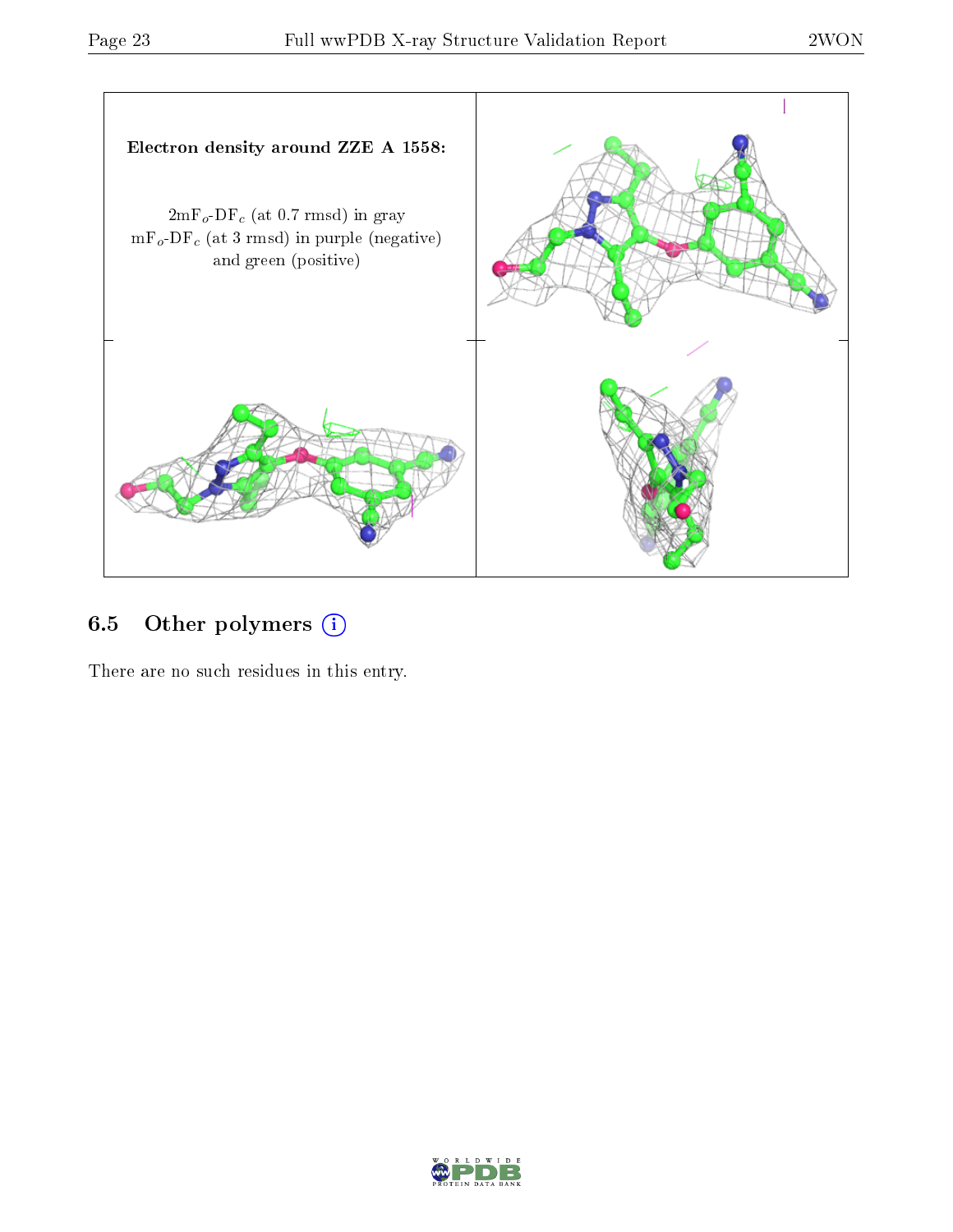**Electron density around ZZE A 1558:**

$2mF_o$-$DF_c$ (at 0.7 rmsd) in gray
$mF_o$-$DF_c$ (at 3 rmsd) in purple (negative)
and green (positive)

## 6.5 Other polymers

There are no such residues in this entry.